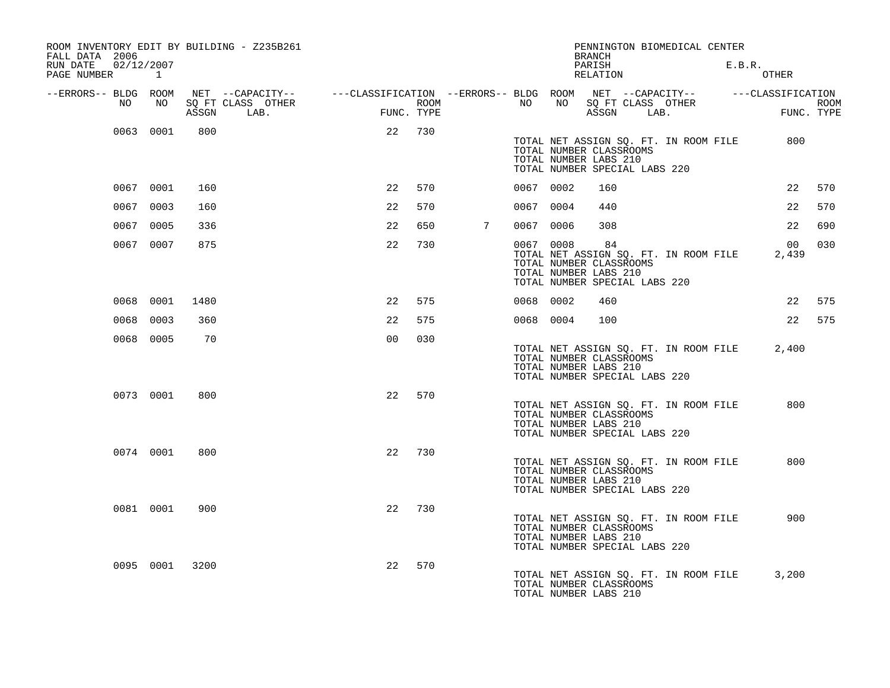ROOM INVENTORY EDIT BY BUILDING - Z235B261
FALL DATA 2006
RUN DATE 02/12/2007
PAGE NUMBER 1

PENNINGTON BIOMEDICAL CENTER
BRANCH
PARISH E.B.R.
RELATION OTHER

| --ERRORS-- | BLDG NO | ROOM NO | NET SQ FT ASSGN | --CAPACITY-- CLASS LAB. | OTHER | ---CLASSIFICATION FUNC. | ROOM TYPE | --ERRORS-- | BLDG NO | ROOM NO | NET SQ FT ASSGN | --CAPACITY-- CLASS LAB. | OTHER | ---CLASSIFICATION FUNC. | ROOM TYPE |
|---|---|---|---|---|---|---|---|---|---|---|---|---|---|---|---|
| | 0063 | 0001 | 800 | | | 22 | 730 | | | | | | | | |
| | | | | | | | | | TOTAL NET ASSIGN SQ. FT. IN ROOM FILE | | | | | 800 | |
| | | | | | | | | | TOTAL NUMBER CLASSROOMS | | | | | | |
| | | | | | | | | | TOTAL NUMBER LABS 210 | | | | | | |
| | | | | | | | | | TOTAL NUMBER SPECIAL LABS 220 | | | | | | |
| | 0067 | 0001 | 160 | | | 22 | 570 | | 0067 | 0002 | 160 | | | 22 | 570 |
| | 0067 | 0003 | 160 | | | 22 | 570 | | 0067 | 0004 | 440 | | | 22 | 570 |
| | 0067 | 0005 | 336 | | | 22 | 650 | 7 | 0067 | 0006 | 308 | | | 22 | 690 |
| | 0067 | 0007 | 875 | | | 22 | 730 | | 0067 | 0008 | 84 | | | 00 | 030 |
| | | | | | | | | | TOTAL NET ASSIGN SQ. FT. IN ROOM FILE | | | | | 2,439 | |
| | | | | | | | | | TOTAL NUMBER CLASSROOMS | | | | | | |
| | | | | | | | | | TOTAL NUMBER LABS 210 | | | | | | |
| | | | | | | | | | TOTAL NUMBER SPECIAL LABS 220 | | | | | | |
| | 0068 | 0001 | 1480 | | | 22 | 575 | | 0068 | 0002 | 460 | | | 22 | 575 |
| | 0068 | 0003 | 360 | | | 22 | 575 | | 0068 | 0004 | 100 | | | 22 | 575 |
| | 0068 | 0005 | 70 | | | 00 | 030 | | | | | | | | |
| | | | | | | | | | TOTAL NET ASSIGN SQ. FT. IN ROOM FILE | | | | | 2,400 | |
| | | | | | | | | | TOTAL NUMBER CLASSROOMS | | | | | | |
| | | | | | | | | | TOTAL NUMBER LABS 210 | | | | | | |
| | | | | | | | | | TOTAL NUMBER SPECIAL LABS 220 | | | | | | |
| | 0073 | 0001 | 800 | | | 22 | 570 | | | | | | | | |
| | | | | | | | | | TOTAL NET ASSIGN SQ. FT. IN ROOM FILE | | | | | 800 | |
| | | | | | | | | | TOTAL NUMBER CLASSROOMS | | | | | | |
| | | | | | | | | | TOTAL NUMBER LABS 210 | | | | | | |
| | | | | | | | | | TOTAL NUMBER SPECIAL LABS 220 | | | | | | |
| | 0074 | 0001 | 800 | | | 22 | 730 | | | | | | | | |
| | | | | | | | | | TOTAL NET ASSIGN SQ. FT. IN ROOM FILE | | | | | 800 | |
| | | | | | | | | | TOTAL NUMBER CLASSROOMS | | | | | | |
| | | | | | | | | | TOTAL NUMBER LABS 210 | | | | | | |
| | | | | | | | | | TOTAL NUMBER SPECIAL LABS 220 | | | | | | |
| | 0081 | 0001 | 900 | | | 22 | 730 | | | | | | | | |
| | | | | | | | | | TOTAL NET ASSIGN SQ. FT. IN ROOM FILE | | | | | 900 | |
| | | | | | | | | | TOTAL NUMBER CLASSROOMS | | | | | | |
| | | | | | | | | | TOTAL NUMBER LABS 210 | | | | | | |
| | | | | | | | | | TOTAL NUMBER SPECIAL LABS 220 | | | | | | |
| | 0095 | 0001 | 3200 | | | 22 | 570 | | | | | | | | |
| | | | | | | | | | TOTAL NET ASSIGN SQ. FT. IN ROOM FILE | | | | | 3,200 | |
| | | | | | | | | | TOTAL NUMBER CLASSROOMS | | | | | | |
| | | | | | | | | | TOTAL NUMBER LABS 210 | | | | | | |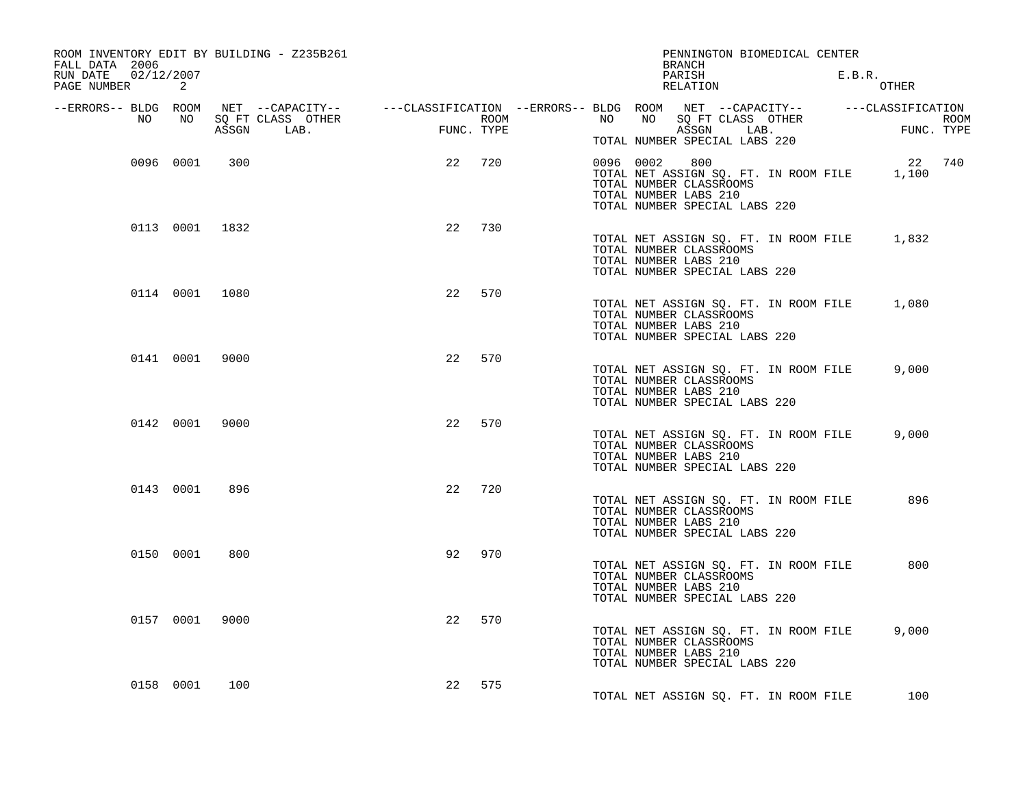ROOM INVENTORY EDIT BY BUILDING - Z235B261
FALL DATA 2006
RUN DATE 02/12/2007

PENNINGTON BIOMEDICAL CENTER
BRANCH
PARISH E.B.R.
RELATION OTHER

| --ERRORS-- | BLDG NO | ROOM NO | NET SQ FT ASSGN | --CAPACITY-- CLASS | LAB. | OTHER | ---CLASSIFICATION FUNC. | ROOM TYPE | --ERRORS-- | BLDG NO | ROOM NO | NET SQ FT ASSGN | --CAPACITY-- CLASS | LAB. | OTHER | ---CLASSIFICATION FUNC. | ROOM TYPE |
|---|---|---|---|---|---|---|---|---|---|---|---|---|---|---|---|---|---|
| | | | | | | | | | | TOTAL NUMBER SPECIAL LABS 220 | | | | | | | |
| | 0096 | 0001 | 300 | | | | 22 | 720 | | 0096 | 0002 | 800 | | | | 22 | 740 |
| | | | | | | | | | | TOTAL NET ASSIGN SQ. FT. IN ROOM FILE | | | | | | 1,100 | |
| | | | | | | | | | | TOTAL NUMBER CLASSROOMS | | | | | | | |
| | | | | | | | | | | TOTAL NUMBER LABS 210 | | | | | | | |
| | | | | | | | | | | TOTAL NUMBER SPECIAL LABS 220 | | | | | | | |
| | 0113 | 0001 | 1832 | | | | 22 | 730 | | | | | | | | | |
| | | | | | | | | | | TOTAL NET ASSIGN SQ. FT. IN ROOM FILE | | | | | | 1,832 | |
| | | | | | | | | | | TOTAL NUMBER CLASSROOMS | | | | | | | |
| | | | | | | | | | | TOTAL NUMBER LABS 210 | | | | | | | |
| | | | | | | | | | | TOTAL NUMBER SPECIAL LABS 220 | | | | | | | |
| | 0114 | 0001 | 1080 | | | | 22 | 570 | | | | | | | | | |
| | | | | | | | | | | TOTAL NET ASSIGN SQ. FT. IN ROOM FILE | | | | | | 1,080 | |
| | | | | | | | | | | TOTAL NUMBER CLASSROOMS | | | | | | | |
| | | | | | | | | | | TOTAL NUMBER LABS 210 | | | | | | | |
| | | | | | | | | | | TOTAL NUMBER SPECIAL LABS 220 | | | | | | | |
| | 0141 | 0001 | 9000 | | | | 22 | 570 | | | | | | | | | |
| | | | | | | | | | | TOTAL NET ASSIGN SQ. FT. IN ROOM FILE | | | | | | 9,000 | |
| | | | | | | | | | | TOTAL NUMBER CLASSROOMS | | | | | | | |
| | | | | | | | | | | TOTAL NUMBER LABS 210 | | | | | | | |
| | | | | | | | | | | TOTAL NUMBER SPECIAL LABS 220 | | | | | | | |
| | 0142 | 0001 | 9000 | | | | 22 | 570 | | | | | | | | | |
| | | | | | | | | | | TOTAL NET ASSIGN SQ. FT. IN ROOM FILE | | | | | | 9,000 | |
| | | | | | | | | | | TOTAL NUMBER CLASSROOMS | | | | | | | |
| | | | | | | | | | | TOTAL NUMBER LABS 210 | | | | | | | |
| | | | | | | | | | | TOTAL NUMBER SPECIAL LABS 220 | | | | | | | |
| | 0143 | 0001 | 896 | | | | 22 | 720 | | | | | | | | | |
| | | | | | | | | | | TOTAL NET ASSIGN SQ. FT. IN ROOM FILE | | | | | | 896 | |
| | | | | | | | | | | TOTAL NUMBER CLASSROOMS | | | | | | | |
| | | | | | | | | | | TOTAL NUMBER LABS 210 | | | | | | | |
| | | | | | | | | | | TOTAL NUMBER SPECIAL LABS 220 | | | | | | | |
| | 0150 | 0001 | 800 | | | | 92 | 970 | | | | | | | | | |
| | | | | | | | | | | TOTAL NET ASSIGN SQ. FT. IN ROOM FILE | | | | | | 800 | |
| | | | | | | | | | | TOTAL NUMBER CLASSROOMS | | | | | | | |
| | | | | | | | | | | TOTAL NUMBER LABS 210 | | | | | | | |
| | | | | | | | | | | TOTAL NUMBER SPECIAL LABS 220 | | | | | | | |
| | 0157 | 0001 | 9000 | | | | 22 | 570 | | | | | | | | | |
| | | | | | | | | | | TOTAL NET ASSIGN SQ. FT. IN ROOM FILE | | | | | | 9,000 | |
| | | | | | | | | | | TOTAL NUMBER CLASSROOMS | | | | | | | |
| | | | | | | | | | | TOTAL NUMBER LABS 210 | | | | | | | |
| | | | | | | | | | | TOTAL NUMBER SPECIAL LABS 220 | | | | | | | |
| | 0158 | 0001 | 100 | | | | 22 | 575 | | | | | | | | | |
| | | | | | | | | | | TOTAL NET ASSIGN SQ. FT. IN ROOM FILE | | | | | | 100 | |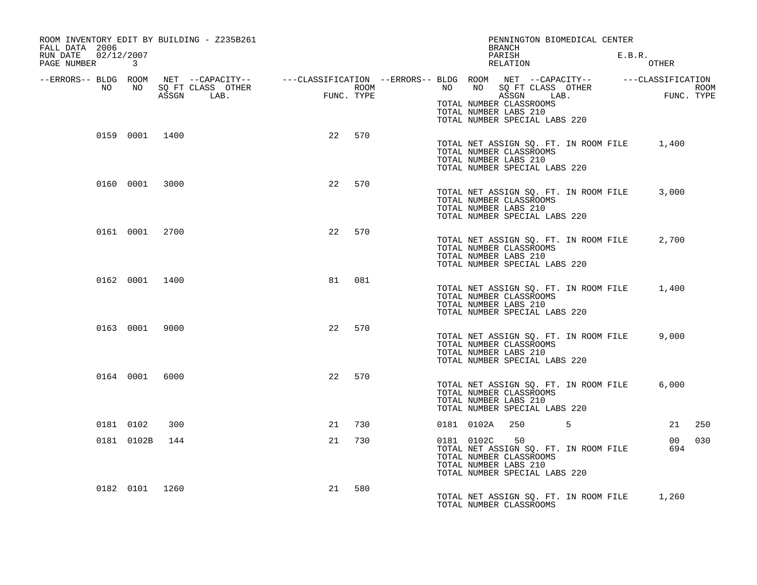ROOM INVENTORY EDIT BY BUILDING - Z235B261
FALL DATA 2006
RUN DATE 02/12/2007
PAGE NUMBER 3

PENNINGTON BIOMEDICAL CENTER
BRANCH
PARISH E.B.R.
RELATION OTHER

| --ERRORS-- | BLDG NO | ROOM NO | NET SQ FT ASSGN | --CAPACITY-- CLASS LAB. | OTHER | ---CLASSIFICATION FUNC. | ROOM TYPE | --ERRORS-- | BLDG NO | ROOM NO | NET SQ FT ASSGN | --CAPACITY-- CLASS LAB. | OTHER | ---CLASSIFICATION FUNC. | ROOM TYPE |
|---|---|---|---|---|---|---|---|---|---|---|---|---|---|---|---|
| | | | | | | | | | TOTAL NUMBER CLASSROOMS | | | | | | |
| | | | | | | | | | TOTAL NUMBER LABS 210 | | | | | | |
| | | | | | | | | | TOTAL NUMBER SPECIAL LABS 220 | | | | | | |
| | 0159 | 0001 | 1400 | | | 22 | 570 | | | | | | | | |
| | | | | | | | | | TOTAL NET ASSIGN SQ. FT. IN ROOM FILE | | | | | 1,400 | |
| | | | | | | | | | TOTAL NUMBER CLASSROOMS | | | | | | |
| | | | | | | | | | TOTAL NUMBER LABS 210 | | | | | | |
| | | | | | | | | | TOTAL NUMBER SPECIAL LABS 220 | | | | | | |
| | 0160 | 0001 | 3000 | | | 22 | 570 | | | | | | | | |
| | | | | | | | | | TOTAL NET ASSIGN SQ. FT. IN ROOM FILE | | | | | 3,000 | |
| | | | | | | | | | TOTAL NUMBER CLASSROOMS | | | | | | |
| | | | | | | | | | TOTAL NUMBER LABS 210 | | | | | | |
| | | | | | | | | | TOTAL NUMBER SPECIAL LABS 220 | | | | | | |
| | 0161 | 0001 | 2700 | | | 22 | 570 | | | | | | | | |
| | | | | | | | | | TOTAL NET ASSIGN SQ. FT. IN ROOM FILE | | | | | 2,700 | |
| | | | | | | | | | TOTAL NUMBER CLASSROOMS | | | | | | |
| | | | | | | | | | TOTAL NUMBER LABS 210 | | | | | | |
| | | | | | | | | | TOTAL NUMBER SPECIAL LABS 220 | | | | | | |
| | 0162 | 0001 | 1400 | | | 81 | 081 | | | | | | | | |
| | | | | | | | | | TOTAL NET ASSIGN SQ. FT. IN ROOM FILE | | | | | 1,400 | |
| | | | | | | | | | TOTAL NUMBER CLASSROOMS | | | | | | |
| | | | | | | | | | TOTAL NUMBER LABS 210 | | | | | | |
| | | | | | | | | | TOTAL NUMBER SPECIAL LABS 220 | | | | | | |
| | 0163 | 0001 | 9000 | | | 22 | 570 | | | | | | | | |
| | | | | | | | | | TOTAL NET ASSIGN SQ. FT. IN ROOM FILE | | | | | 9,000 | |
| | | | | | | | | | TOTAL NUMBER CLASSROOMS | | | | | | |
| | | | | | | | | | TOTAL NUMBER LABS 210 | | | | | | |
| | | | | | | | | | TOTAL NUMBER SPECIAL LABS 220 | | | | | | |
| | 0164 | 0001 | 6000 | | | 22 | 570 | | | | | | | | |
| | | | | | | | | | TOTAL NET ASSIGN SQ. FT. IN ROOM FILE | | | | | 6,000 | |
| | | | | | | | | | TOTAL NUMBER CLASSROOMS | | | | | | |
| | | | | | | | | | TOTAL NUMBER LABS 210 | | | | | | |
| | | | | | | | | | TOTAL NUMBER SPECIAL LABS 220 | | | | | | |
| | 0181 | 0102 | 300 | | | 21 | 730 | | 0181 | 0102A | 250 | | 5 | 21 | 250 |
| | 0181 | 0102B | 144 | | | 21 | 730 | | 0181 | 0102C | 50 | | | 00 | 030 |
| | | | | | | | | | TOTAL NET ASSIGN SQ. FT. IN ROOM FILE | | | | | 694 | |
| | | | | | | | | | TOTAL NUMBER CLASSROOMS | | | | | | |
| | | | | | | | | | TOTAL NUMBER LABS 210 | | | | | | |
| | | | | | | | | | TOTAL NUMBER SPECIAL LABS 220 | | | | | | |
| | 0182 | 0101 | 1260 | | | 21 | 580 | | | | | | | | |
| | | | | | | | | | TOTAL NET ASSIGN SQ. FT. IN ROOM FILE | | | | | 1,260 | |
| | | | | | | | | | TOTAL NUMBER CLASSROOMS | | | | | | |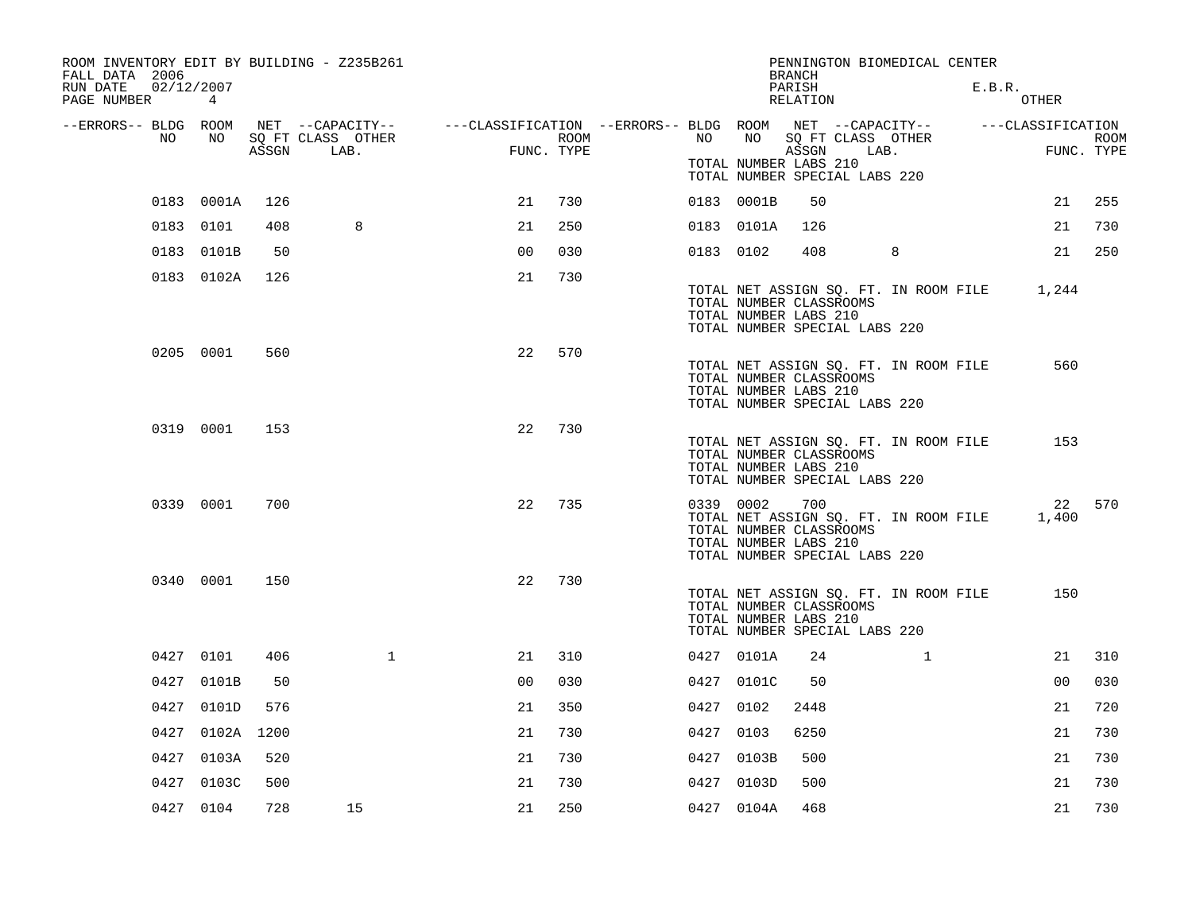ROOM INVENTORY EDIT BY BUILDING - Z235B261
FALL DATA 2006
RUN DATE 02/12/2007
PAGE NUMBER 4

PENNINGTON BIOMEDICAL CENTER
BRANCH
PARISH E.B.R.
RELATION OTHER

| --ERRORS-- | BLDG NO | ROOM NO | NET SQ FT ASSGN | --CAPACITY-- CLASS LAB. | OTHER | ---CLASSIFICATION FUNC. | ROOM TYPE | --ERRORS-- | BLDG NO | ROOM NO | NET SQ FT ASSGN | --CAPACITY-- CLASS LAB. | OTHER | ---CLASSIFICATION FUNC. | ROOM TYPE |
|---|---|---|---|---|---|---|---|---|---|---|---|---|---|---|---|
| | | | | | | | | | TOTAL NUMBER LABS 210 | | | | | | |
| | | | | | | | | | TOTAL NUMBER SPECIAL LABS 220 | | | | | | |
| | 0183 | 0001A | 126 | | | 21 | 730 | | 0183 | 0001B | 50 | | | 21 | 255 |
| | 0183 | 0101 | 408 | 8 | | 21 | 250 | | 0183 | 0101A | 126 | | | 21 | 730 |
| | 0183 | 0101B | 50 | | | 00 | 030 | | 0183 | 0102 | 408 | 8 | | 21 | 250 |
| | 0183 | 0102A | 126 | | | 21 | 730 | | | | | | | | |
| | | | | | | | | | TOTAL NET ASSIGN SQ. FT. IN ROOM FILE | | | | | 1,244 | |
| | | | | | | | | | TOTAL NUMBER CLASSROOMS | | | | | | |
| | | | | | | | | | TOTAL NUMBER LABS 210 | | | | | | |
| | | | | | | | | | TOTAL NUMBER SPECIAL LABS 220 | | | | | | |
| | 0205 | 0001 | 560 | | | 22 | 570 | | | | | | | | |
| | | | | | | | | | TOTAL NET ASSIGN SQ. FT. IN ROOM FILE | | | | | 560 | |
| | | | | | | | | | TOTAL NUMBER CLASSROOMS | | | | | | |
| | | | | | | | | | TOTAL NUMBER LABS 210 | | | | | | |
| | | | | | | | | | TOTAL NUMBER SPECIAL LABS 220 | | | | | | |
| | 0319 | 0001 | 153 | | | 22 | 730 | | | | | | | | |
| | | | | | | | | | TOTAL NET ASSIGN SQ. FT. IN ROOM FILE | | | | | 153 | |
| | | | | | | | | | TOTAL NUMBER CLASSROOMS | | | | | | |
| | | | | | | | | | TOTAL NUMBER LABS 210 | | | | | | |
| | | | | | | | | | TOTAL NUMBER SPECIAL LABS 220 | | | | | | |
| | 0339 | 0001 | 700 | | | 22 | 735 | | 0339 | 0002 | 700 | | | 22 | 570 |
| | | | | | | | | | TOTAL NET ASSIGN SQ. FT. IN ROOM FILE | | | | | 1,400 | |
| | | | | | | | | | TOTAL NUMBER CLASSROOMS | | | | | | |
| | | | | | | | | | TOTAL NUMBER LABS 210 | | | | | | |
| | | | | | | | | | TOTAL NUMBER SPECIAL LABS 220 | | | | | | |
| | 0340 | 0001 | 150 | | | 22 | 730 | | | | | | | | |
| | | | | | | | | | TOTAL NET ASSIGN SQ. FT. IN ROOM FILE | | | | | 150 | |
| | | | | | | | | | TOTAL NUMBER CLASSROOMS | | | | | | |
| | | | | | | | | | TOTAL NUMBER LABS 210 | | | | | | |
| | | | | | | | | | TOTAL NUMBER SPECIAL LABS 220 | | | | | | |
| | 0427 | 0101 | 406 | | 1 | 21 | 310 | | 0427 | 0101A | 24 | | 1 | 21 | 310 |
| | 0427 | 0101B | 50 | | | 00 | 030 | | 0427 | 0101C | 50 | | | 00 | 030 |
| | 0427 | 0101D | 576 | | | 21 | 350 | | 0427 | 0102 | 2448 | | | 21 | 720 |
| | 0427 | 0102A | 1200 | | | 21 | 730 | | 0427 | 0103 | 6250 | | | 21 | 730 |
| | 0427 | 0103A | 520 | | | 21 | 730 | | 0427 | 0103B | 500 | | | 21 | 730 |
| | 0427 | 0103C | 500 | | | 21 | 730 | | 0427 | 0103D | 500 | | | 21 | 730 |
| | 0427 | 0104 | 728 | 15 | | 21 | 250 | | 0427 | 0104A | 468 | | | 21 | 730 |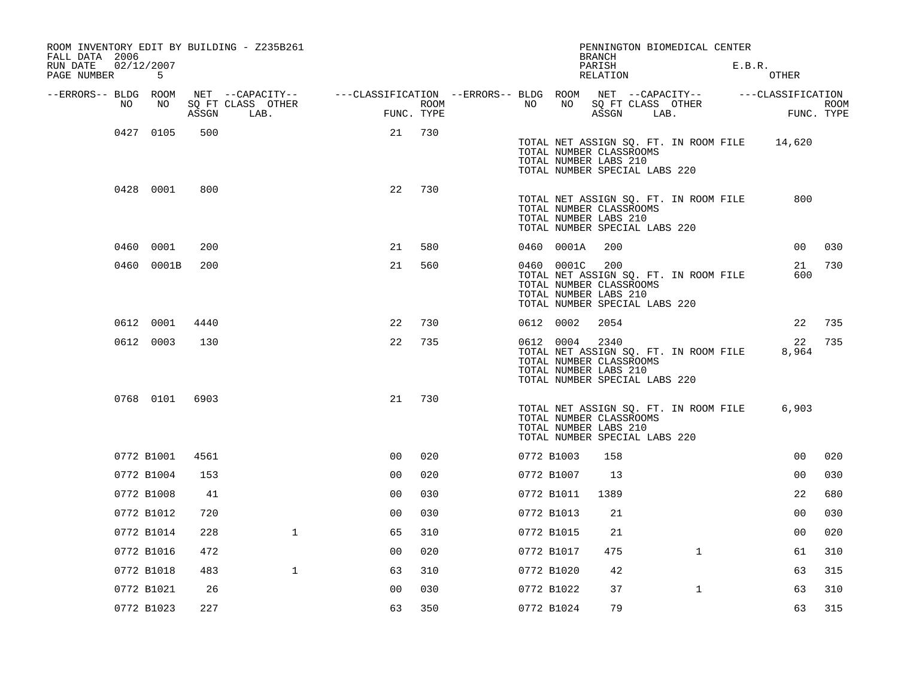ROOM INVENTORY EDIT BY BUILDING - Z235B261
FALL DATA 2006
RUN DATE 02/12/2007
PAGE NUMBER 5

PENNINGTON BIOMEDICAL CENTER
BRANCH
PARISH E.B.R.
RELATION OTHER

| --ERRORS-- | BLDG NO | ROOM NO | NET SQ FT ASSGN | --CAPACITY-- CLASS LAB. | OTHER | ---CLASSIFICATION FUNC. | ROOM TYPE | --ERRORS-- | BLDG NO | ROOM NO | NET SQ FT ASSGN | --CAPACITY-- CLASS LAB. | OTHER | ---CLASSIFICATION FUNC. | ROOM TYPE |
|---|---|---|---|---|---|---|---|---|---|---|---|---|---|---|---|
| | 0427 | 0105 | 500 | | | 21 | 730 | | | | | | | | |
| | | | | | | | | | TOTAL NET ASSIGN SQ. FT. IN ROOM FILE | | | | | 14,620 | |
| | | | | | | | | | TOTAL NUMBER CLASSROOMS | | | | | | |
| | | | | | | | | | TOTAL NUMBER LABS 210 | | | | | | |
| | | | | | | | | | TOTAL NUMBER SPECIAL LABS 220 | | | | | | |
| | 0428 | 0001 | 800 | | | 22 | 730 | | | | | | | | |
| | | | | | | | | | TOTAL NET ASSIGN SQ. FT. IN ROOM FILE | | | | | 800 | |
| | | | | | | | | | TOTAL NUMBER CLASSROOMS | | | | | | |
| | | | | | | | | | TOTAL NUMBER LABS 210 | | | | | | |
| | | | | | | | | | TOTAL NUMBER SPECIAL LABS 220 | | | | | | |
| | 0460 | 0001 | 200 | | | 21 | 580 | | 0460 | 0001A | 200 | | | 00 | 030 |
| | 0460 | 0001B | 200 | | | 21 | 560 | | 0460 | 0001C | 200 | | | 21 | 730 |
| | | | | | | | | | TOTAL NET ASSIGN SQ. FT. IN ROOM FILE | | | | | 600 | |
| | | | | | | | | | TOTAL NUMBER CLASSROOMS | | | | | | |
| | | | | | | | | | TOTAL NUMBER LABS 210 | | | | | | |
| | | | | | | | | | TOTAL NUMBER SPECIAL LABS 220 | | | | | | |
| | 0612 | 0001 | 4440 | | | 22 | 730 | | 0612 | 0002 | 2054 | | | 22 | 735 |
| | 0612 | 0003 | 130 | | | 22 | 735 | | 0612 | 0004 | 2340 | | | 22 | 735 |
| | | | | | | | | | TOTAL NET ASSIGN SQ. FT. IN ROOM FILE | | | | | 8,964 | |
| | | | | | | | | | TOTAL NUMBER CLASSROOMS | | | | | | |
| | | | | | | | | | TOTAL NUMBER LABS 210 | | | | | | |
| | | | | | | | | | TOTAL NUMBER SPECIAL LABS 220 | | | | | | |
| | 0768 | 0101 | 6903 | | | 21 | 730 | | | | | | | | |
| | | | | | | | | | TOTAL NET ASSIGN SQ. FT. IN ROOM FILE | | | | | 6,903 | |
| | | | | | | | | | TOTAL NUMBER CLASSROOMS | | | | | | |
| | | | | | | | | | TOTAL NUMBER LABS 210 | | | | | | |
| | | | | | | | | | TOTAL NUMBER SPECIAL LABS 220 | | | | | | |
| | 0772 | B1001 | 4561 | | | 00 | 020 | | 0772 | B1003 | 158 | | | 00 | 020 |
| | 0772 | B1004 | 153 | | | 00 | 020 | | 0772 | B1007 | 13 | | | 00 | 030 |
| | 0772 | B1008 | 41 | | | 00 | 030 | | 0772 | B1011 | 1389 | | | 22 | 680 |
| | 0772 | B1012 | 720 | | | 00 | 030 | | 0772 | B1013 | 21 | | | 00 | 030 |
| | 0772 | B1014 | 228 | | 1 | 65 | 310 | | 0772 | B1015 | 21 | | | 00 | 020 |
| | 0772 | B1016 | 472 | | | 00 | 020 | | 0772 | B1017 | 475 | | 1 | 61 | 310 |
| | 0772 | B1018 | 483 | | 1 | 63 | 310 | | 0772 | B1020 | 42 | | | 63 | 315 |
| | 0772 | B1021 | 26 | | | 00 | 030 | | 0772 | B1022 | 37 | | 1 | 63 | 310 |
| | 0772 | B1023 | 227 | | | 63 | 350 | | 0772 | B1024 | 79 | | | 63 | 315 |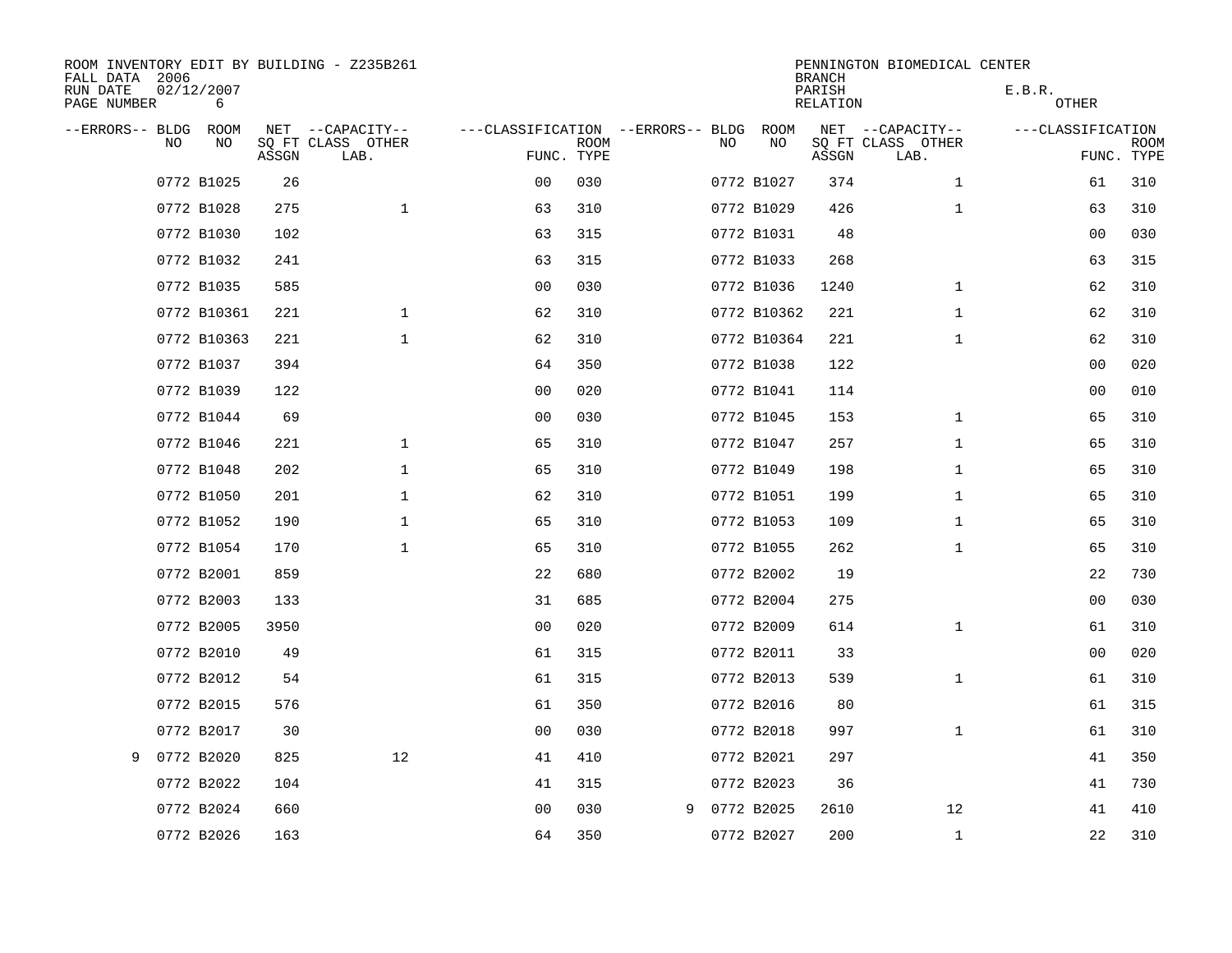ROOM INVENTORY EDIT BY BUILDING - Z235B261
FALL DATA 2006
RUN DATE 02/12/2007
PAGE NUMBER 6

PENNINGTON BIOMEDICAL CENTER
BRANCH
PARISH E.B.R.
RELATION OTHER

| --ERRORS-- | BLDG NO | ROOM NO | NET SQ FT ASSGN | --CAPACITY-- CLASS LAB. | OTHER | ---CLASSIFICATION FUNC. | ROOM TYPE | --ERRORS-- | BLDG NO | ROOM NO | NET SQ FT ASSGN | --CAPACITY-- CLASS LAB. | OTHER | ---CLASSIFICATION FUNC. | ROOM TYPE |
|---|---|---|---|---|---|---|---|---|---|---|---|---|---|---|---|
| | 0772 | B1025 | 26 | | | 00 | 030 | | 0772 | B1027 | 374 | | 1 | 61 | 310 |
| | 0772 | B1028 | 275 | | 1 | 63 | 310 | | 0772 | B1029 | 426 | | 1 | 63 | 310 |
| | 0772 | B1030 | 102 | | | 63 | 315 | | 0772 | B1031 | 48 | | | 00 | 030 |
| | 0772 | B1032 | 241 | | | 63 | 315 | | 0772 | B1033 | 268 | | | 63 | 315 |
| | 0772 | B1035 | 585 | | | 00 | 030 | | 0772 | B1036 | 1240 | | 1 | 62 | 310 |
| | 0772 | B10361 | 221 | | 1 | 62 | 310 | | 0772 | B10362 | 221 | | 1 | 62 | 310 |
| | 0772 | B10363 | 221 | | 1 | 62 | 310 | | 0772 | B10364 | 221 | | 1 | 62 | 310 |
| | 0772 | B1037 | 394 | | | 64 | 350 | | 0772 | B1038 | 122 | | | 00 | 020 |
| | 0772 | B1039 | 122 | | | 00 | 020 | | 0772 | B1041 | 114 | | | 00 | 010 |
| | 0772 | B1044 | 69 | | | 00 | 030 | | 0772 | B1045 | 153 | | 1 | 65 | 310 |
| | 0772 | B1046 | 221 | | 1 | 65 | 310 | | 0772 | B1047 | 257 | | 1 | 65 | 310 |
| | 0772 | B1048 | 202 | | 1 | 65 | 310 | | 0772 | B1049 | 198 | | 1 | 65 | 310 |
| | 0772 | B1050 | 201 | | 1 | 62 | 310 | | 0772 | B1051 | 199 | | 1 | 65 | 310 |
| | 0772 | B1052 | 190 | | 1 | 65 | 310 | | 0772 | B1053 | 109 | | 1 | 65 | 310 |
| | 0772 | B1054 | 170 | | 1 | 65 | 310 | | 0772 | B1055 | 262 | | 1 | 65 | 310 |
| | 0772 | B2001 | 859 | | | 22 | 680 | | 0772 | B2002 | 19 | | | 22 | 730 |
| | 0772 | B2003 | 133 | | | 31 | 685 | | 0772 | B2004 | 275 | | | 00 | 030 |
| | 0772 | B2005 | 3950 | | | 00 | 020 | | 0772 | B2009 | 614 | | 1 | 61 | 310 |
| | 0772 | B2010 | 49 | | | 61 | 315 | | 0772 | B2011 | 33 | | | 00 | 020 |
| | 0772 | B2012 | 54 | | | 61 | 315 | | 0772 | B2013 | 539 | | 1 | 61 | 310 |
| | 0772 | B2015 | 576 | | | 61 | 350 | | 0772 | B2016 | 80 | | | 61 | 315 |
| | 0772 | B2017 | 30 | | | 00 | 030 | | 0772 | B2018 | 997 | | 1 | 61 | 310 |
| 9 | 0772 | B2020 | 825 | | 12 | 41 | 410 | | 0772 | B2021 | 297 | | | 41 | 350 |
| | 0772 | B2022 | 104 | | | 41 | 315 | | 0772 | B2023 | 36 | | | 41 | 730 |
| | 0772 | B2024 | 660 | | | 00 | 030 | 9 | 0772 | B2025 | 2610 | | 12 | 41 | 410 |
| | 0772 | B2026 | 163 | | | 64 | 350 | | 0772 | B2027 | 200 | | 1 | 22 | 310 |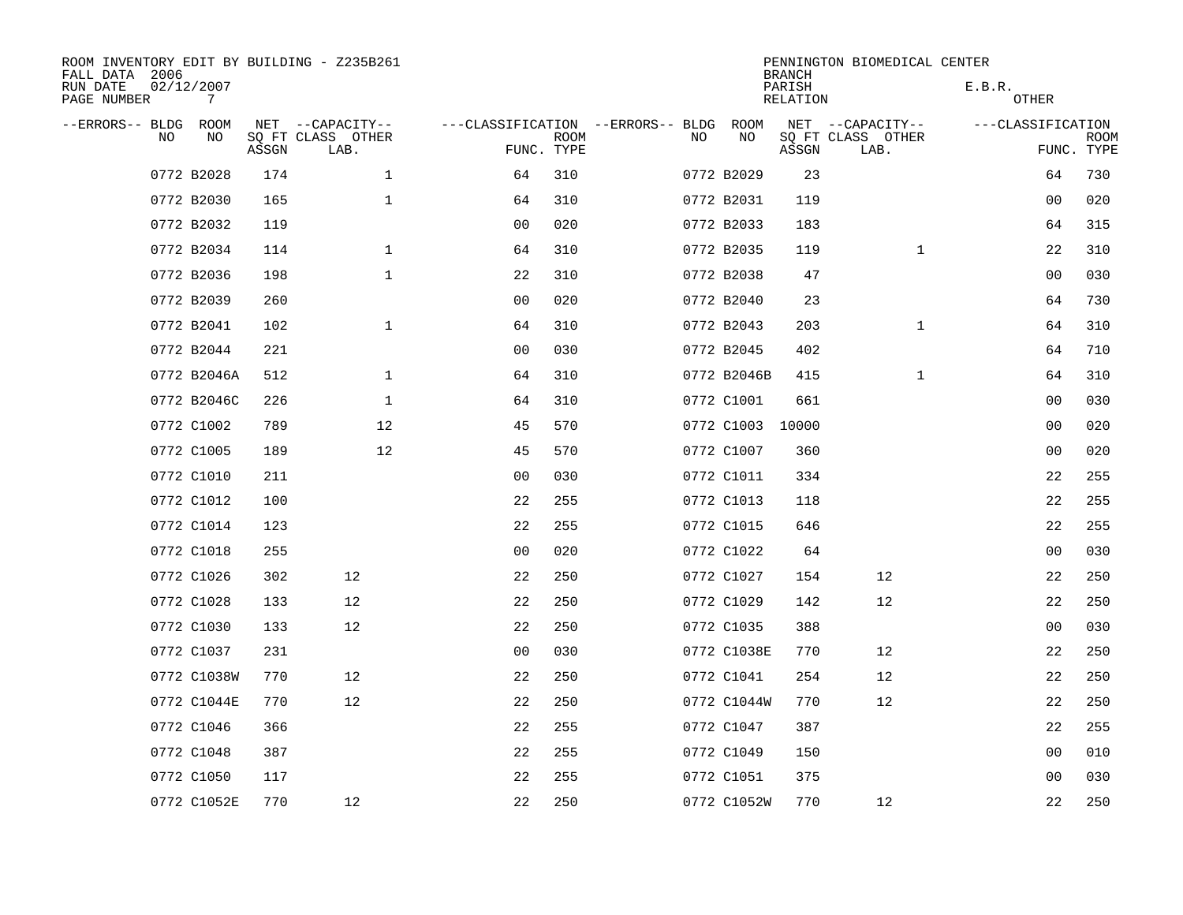ROOM INVENTORY EDIT BY BUILDING - Z235B261
FALL DATA 2006
RUN DATE 02/12/2007

PENNINGTON BIOMEDICAL CENTER
BRANCH
PARISH E.B.R.
RELATION OTHER

| --ERRORS-- | BLDG NO | ROOM NO | NET SQ FT ASSGN | --CAPACITY-- CLASS LAB. | OTHER | ---CLASSIFICATION FUNC. | ROOM TYPE | --ERRORS-- | BLDG NO | ROOM NO | NET SQ FT ASSGN | --CAPACITY-- CLASS LAB. | OTHER | ---CLASSIFICATION FUNC. | ROOM TYPE |
|---|---|---|---|---|---|---|---|---|---|---|---|---|---|---|---|
| | 0772 | B2028 | 174 | | 1 | 64 | 310 | | 0772 | B2029 | 23 | | | 64 | 730 |
| | 0772 | B2030 | 165 | | 1 | 64 | 310 | | 0772 | B2031 | 119 | | | 00 | 020 |
| | 0772 | B2032 | 119 | | | 00 | 020 | | 0772 | B2033 | 183 | | | 64 | 315 |
| | 0772 | B2034 | 114 | | 1 | 64 | 310 | | 0772 | B2035 | 119 | | 1 | 22 | 310 |
| | 0772 | B2036 | 198 | | 1 | 22 | 310 | | 0772 | B2038 | 47 | | | 00 | 030 |
| | 0772 | B2039 | 260 | | | 00 | 020 | | 0772 | B2040 | 23 | | | 64 | 730 |
| | 0772 | B2041 | 102 | | 1 | 64 | 310 | | 0772 | B2043 | 203 | | 1 | 64 | 310 |
| | 0772 | B2044 | 221 | | | 00 | 030 | | 0772 | B2045 | 402 | | | 64 | 710 |
| | 0772 | B2046A | 512 | | 1 | 64 | 310 | | 0772 | B2046B | 415 | | 1 | 64 | 310 |
| | 0772 | B2046C | 226 | | 1 | 64 | 310 | | 0772 | C1001 | 661 | | | 00 | 030 |
| | 0772 | C1002 | 789 | | 12 | 45 | 570 | | 0772 | C1003 | 10000 | | | 00 | 020 |
| | 0772 | C1005 | 189 | | 12 | 45 | 570 | | 0772 | C1007 | 360 | | | 00 | 020 |
| | 0772 | C1010 | 211 | | | 00 | 030 | | 0772 | C1011 | 334 | | | 22 | 255 |
| | 0772 | C1012 | 100 | | | 22 | 255 | | 0772 | C1013 | 118 | | | 22 | 255 |
| | 0772 | C1014 | 123 | | | 22 | 255 | | 0772 | C1015 | 646 | | | 22 | 255 |
| | 0772 | C1018 | 255 | | | 00 | 020 | | 0772 | C1022 | 64 | | | 00 | 030 |
| | 0772 | C1026 | 302 | 12 | | 22 | 250 | | 0772 | C1027 | 154 | 12 | | 22 | 250 |
| | 0772 | C1028 | 133 | 12 | | 22 | 250 | | 0772 | C1029 | 142 | 12 | | 22 | 250 |
| | 0772 | C1030 | 133 | 12 | | 22 | 250 | | 0772 | C1035 | 388 | | | 00 | 030 |
| | 0772 | C1037 | 231 | | | 00 | 030 | | 0772 | C1038E | 770 | 12 | | 22 | 250 |
| | 0772 | C1038W | 770 | 12 | | 22 | 250 | | 0772 | C1041 | 254 | 12 | | 22 | 250 |
| | 0772 | C1044E | 770 | 12 | | 22 | 250 | | 0772 | C1044W | 770 | 12 | | 22 | 250 |
| | 0772 | C1046 | 366 | | | 22 | 255 | | 0772 | C1047 | 387 | | | 22 | 255 |
| | 0772 | C1048 | 387 | | | 22 | 255 | | 0772 | C1049 | 150 | | | 00 | 010 |
| | 0772 | C1050 | 117 | | | 22 | 255 | | 0772 | C1051 | 375 | | | 00 | 030 |
| | 0772 | C1052E | 770 | 12 | | 22 | 250 | | 0772 | C1052W | 770 | 12 | | 22 | 250 |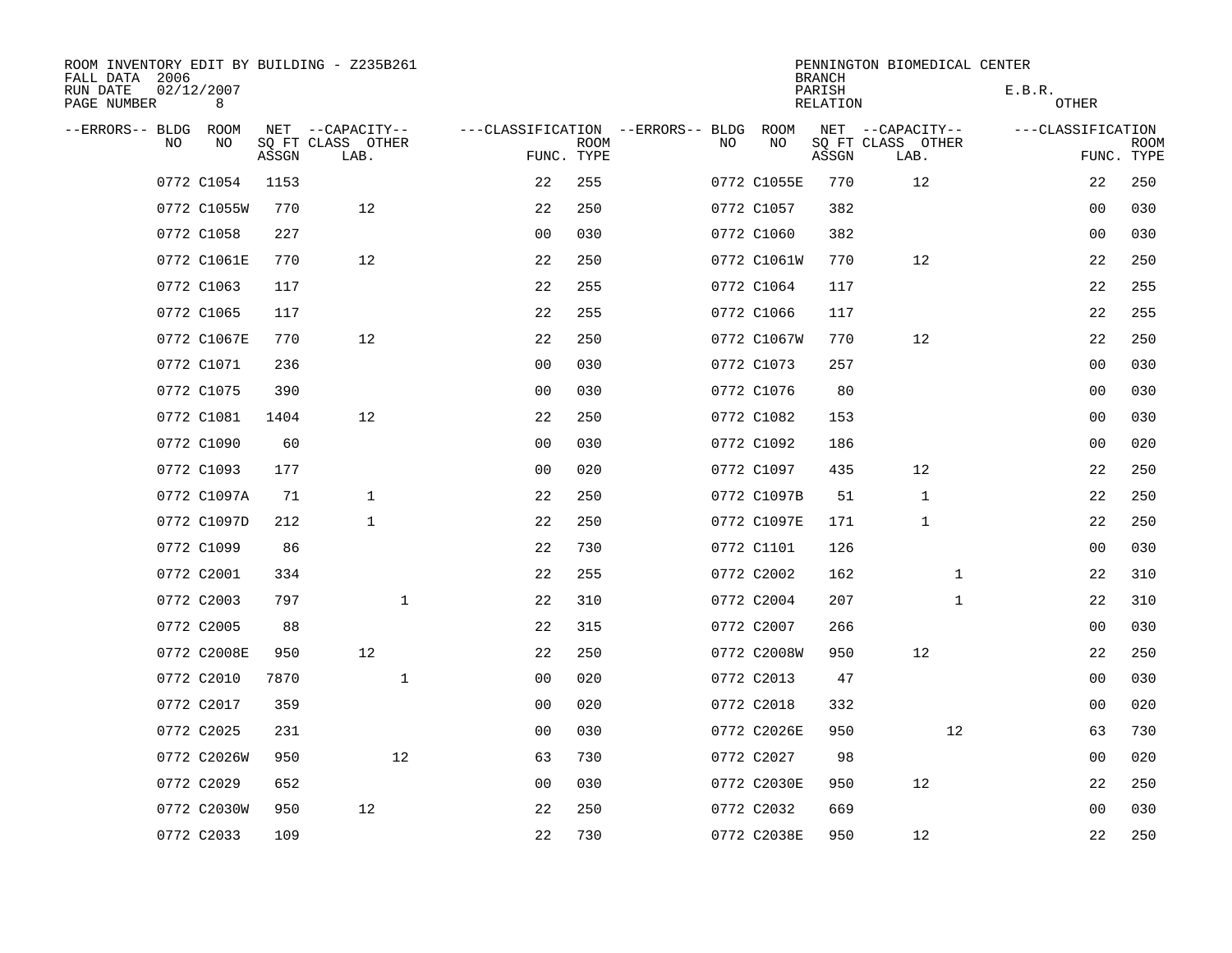ROOM INVENTORY EDIT BY BUILDING - Z235B261
FALL DATA 2006
RUN DATE 02/12/2007
PAGE NUMBER 8

PENNINGTON BIOMEDICAL CENTER
BRANCH
PARISH E.B.R.
RELATION OTHER

| --ERRORS-- | BLDG NO | ROOM NO | NET SQ FT ASSGN | --CAPACITY-- CLASS LAB. | OTHER | ---CLASSIFICATION FUNC. | ROOM TYPE | --ERRORS-- | BLDG NO | ROOM NO | NET SQ FT ASSGN | --CAPACITY-- CLASS LAB. | OTHER | ---CLASSIFICATION FUNC. | ROOM TYPE |
|---|---|---|---|---|---|---|---|---|---|---|---|---|---|---|---|
| | 0772 | C1054 | 1153 | | | 22 | 255 | | 0772 | C1055E | 770 | 12 | | 22 | 250 |
| | 0772 | C1055W | 770 | 12 | | 22 | 250 | | 0772 | C1057 | 382 | | | 00 | 030 |
| | 0772 | C1058 | 227 | | | 00 | 030 | | 0772 | C1060 | 382 | | | 00 | 030 |
| | 0772 | C1061E | 770 | 12 | | 22 | 250 | | 0772 | C1061W | 770 | 12 | | 22 | 250 |
| | 0772 | C1063 | 117 | | | 22 | 255 | | 0772 | C1064 | 117 | | | 22 | 255 |
| | 0772 | C1065 | 117 | | | 22 | 255 | | 0772 | C1066 | 117 | | | 22 | 255 |
| | 0772 | C1067E | 770 | 12 | | 22 | 250 | | 0772 | C1067W | 770 | 12 | | 22 | 250 |
| | 0772 | C1071 | 236 | | | 00 | 030 | | 0772 | C1073 | 257 | | | 00 | 030 |
| | 0772 | C1075 | 390 | | | 00 | 030 | | 0772 | C1076 | 80 | | | 00 | 030 |
| | 0772 | C1081 | 1404 | 12 | | 22 | 250 | | 0772 | C1082 | 153 | | | 00 | 030 |
| | 0772 | C1090 | 60 | | | 00 | 030 | | 0772 | C1092 | 186 | | | 00 | 020 |
| | 0772 | C1093 | 177 | | | 00 | 020 | | 0772 | C1097 | 435 | 12 | | 22 | 250 |
| | 0772 | C1097A | 71 | 1 | | 22 | 250 | | 0772 | C1097B | 51 | 1 | | 22 | 250 |
| | 0772 | C1097D | 212 | 1 | | 22 | 250 | | 0772 | C1097E | 171 | 1 | | 22 | 250 |
| | 0772 | C1099 | 86 | | | 22 | 730 | | 0772 | C1101 | 126 | | | 00 | 030 |
| | 0772 | C2001 | 334 | | | 22 | 255 | | 0772 | C2002 | 162 | | 1 | 22 | 310 |
| | 0772 | C2003 | 797 | | 1 | 22 | 310 | | 0772 | C2004 | 207 | | 1 | 22 | 310 |
| | 0772 | C2005 | 88 | | | 22 | 315 | | 0772 | C2007 | 266 | | | 00 | 030 |
| | 0772 | C2008E | 950 | 12 | | 22 | 250 | | 0772 | C2008W | 950 | 12 | | 22 | 250 |
| | 0772 | C2010 | 7870 | | 1 | 00 | 020 | | 0772 | C2013 | 47 | | | 00 | 030 |
| | 0772 | C2017 | 359 | | | 00 | 020 | | 0772 | C2018 | 332 | | | 00 | 020 |
| | 0772 | C2025 | 231 | | | 00 | 030 | | 0772 | C2026E | 950 | | 12 | 63 | 730 |
| | 0772 | C2026W | 950 | | 12 | 63 | 730 | | 0772 | C2027 | 98 | | | 00 | 020 |
| | 0772 | C2029 | 652 | | | 00 | 030 | | 0772 | C2030E | 950 | 12 | | 22 | 250 |
| | 0772 | C2030W | 950 | 12 | | 22 | 250 | | 0772 | C2032 | 669 | | | 00 | 030 |
| | 0772 | C2033 | 109 | | | 22 | 730 | | 0772 | C2038E | 950 | 12 | | 22 | 250 |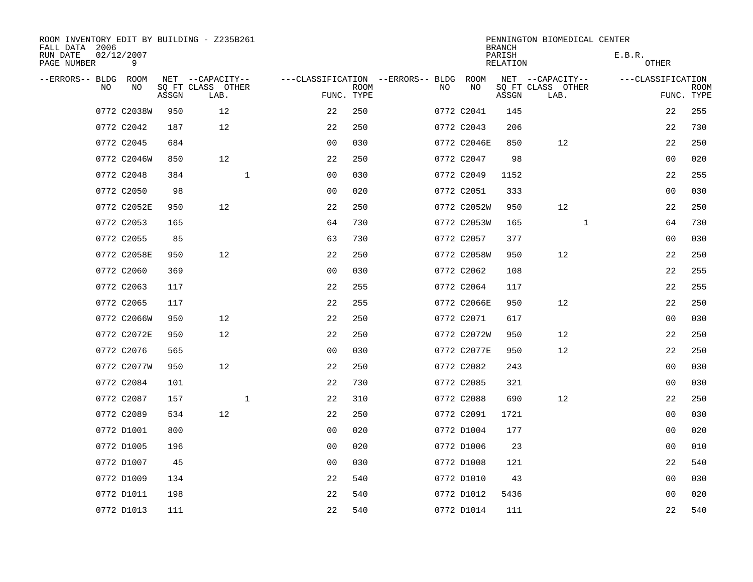ROOM INVENTORY EDIT BY BUILDING - Z235B261
FALL DATA 2006
RUN DATE 02/12/2007
PAGE NUMBER 9

PENNINGTON BIOMEDICAL CENTER
BRANCH
PARISH E.B.R.
RELATION OTHER

| --ERRORS-- | BLDG NO | ROOM NO | NET SQ FT ASSGN | --CAPACITY-- CLASS LAB. | OTHER | ---CLASSIFICATION FUNC. | ROOM TYPE | --ERRORS-- | BLDG NO | ROOM NO | NET SQ FT ASSGN | --CAPACITY-- CLASS LAB. | OTHER | ---CLASSIFICATION FUNC. | ROOM TYPE |
|---|---|---|---|---|---|---|---|---|---|---|---|---|---|---|---|
| | 0772 | C2038W | 950 | 12 | | 22 | 250 | | 0772 | C2041 | 145 | | | 22 | 255 |
| | 0772 | C2042 | 187 | 12 | | 22 | 250 | | 0772 | C2043 | 206 | | | 22 | 730 |
| | 0772 | C2045 | 684 | | | 00 | 030 | | 0772 | C2046E | 850 | 12 | | 22 | 250 |
| | 0772 | C2046W | 850 | 12 | | 22 | 250 | | 0772 | C2047 | 98 | | | 00 | 020 |
| | 0772 | C2048 | 384 | | 1 | 00 | 030 | | 0772 | C2049 | 1152 | | | 22 | 255 |
| | 0772 | C2050 | 98 | | | 00 | 020 | | 0772 | C2051 | 333 | | | 00 | 030 |
| | 0772 | C2052E | 950 | 12 | | 22 | 250 | | 0772 | C2052W | 950 | 12 | | 22 | 250 |
| | 0772 | C2053 | 165 | | | 64 | 730 | | 0772 | C2053W | 165 | | 1 | 64 | 730 |
| | 0772 | C2055 | 85 | | | 63 | 730 | | 0772 | C2057 | 377 | | | 00 | 030 |
| | 0772 | C2058E | 950 | 12 | | 22 | 250 | | 0772 | C2058W | 950 | 12 | | 22 | 250 |
| | 0772 | C2060 | 369 | | | 00 | 030 | | 0772 | C2062 | 108 | | | 22 | 255 |
| | 0772 | C2063 | 117 | | | 22 | 255 | | 0772 | C2064 | 117 | | | 22 | 255 |
| | 0772 | C2065 | 117 | | | 22 | 255 | | 0772 | C2066E | 950 | 12 | | 22 | 250 |
| | 0772 | C2066W | 950 | 12 | | 22 | 250 | | 0772 | C2071 | 617 | | | 00 | 030 |
| | 0772 | C2072E | 950 | 12 | | 22 | 250 | | 0772 | C2072W | 950 | 12 | | 22 | 250 |
| | 0772 | C2076 | 565 | | | 00 | 030 | | 0772 | C2077E | 950 | 12 | | 22 | 250 |
| | 0772 | C2077W | 950 | 12 | | 22 | 250 | | 0772 | C2082 | 243 | | | 00 | 030 |
| | 0772 | C2084 | 101 | | | 22 | 730 | | 0772 | C2085 | 321 | | | 00 | 030 |
| | 0772 | C2087 | 157 | | 1 | 22 | 310 | | 0772 | C2088 | 690 | 12 | | 22 | 250 |
| | 0772 | C2089 | 534 | 12 | | 22 | 250 | | 0772 | C2091 | 1721 | | | 00 | 030 |
| | 0772 | D1001 | 800 | | | 00 | 020 | | 0772 | D1004 | 177 | | | 00 | 020 |
| | 0772 | D1005 | 196 | | | 00 | 020 | | 0772 | D1006 | 23 | | | 00 | 010 |
| | 0772 | D1007 | 45 | | | 00 | 030 | | 0772 | D1008 | 121 | | | 22 | 540 |
| | 0772 | D1009 | 134 | | | 22 | 540 | | 0772 | D1010 | 43 | | | 00 | 030 |
| | 0772 | D1011 | 198 | | | 22 | 540 | | 0772 | D1012 | 5436 | | | 00 | 020 |
| | 0772 | D1013 | 111 | | | 22 | 540 | | 0772 | D1014 | 111 | | | 22 | 540 |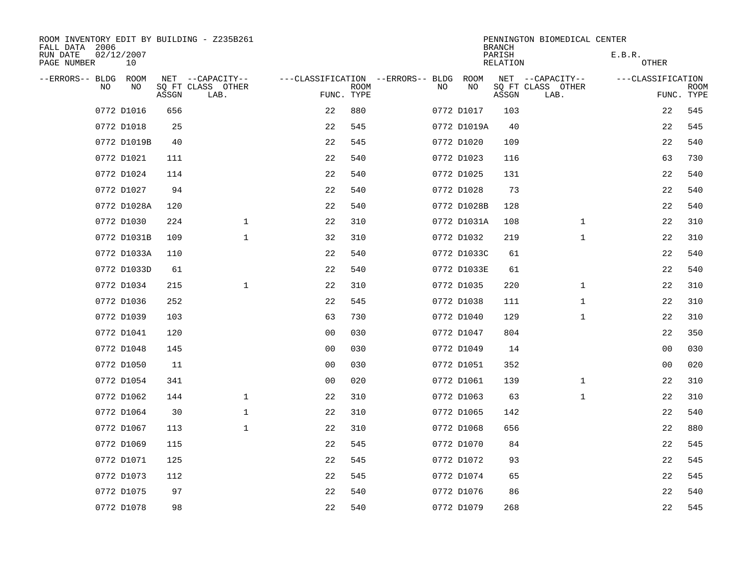ROOM INVENTORY EDIT BY BUILDING - Z235B261
FALL DATA 2006
RUN DATE 02/12/2007

PENNINGTON BIOMEDICAL CENTER
BRANCH
PARISH E.B.R.
RELATION OTHER

| --ERRORS-- | BLDG NO | ROOM NO | NET SQ FT ASSGN | --CAPACITY-- CLASS LAB. | OTHER | ---CLASSIFICATION FUNC. | ROOM TYPE | --ERRORS-- | BLDG NO | ROOM NO | NET SQ FT ASSGN | --CAPACITY-- CLASS LAB. | OTHER | ---CLASSIFICATION FUNC. | ROOM TYPE |
|---|---|---|---|---|---|---|---|---|---|---|---|---|---|---|---|
| | 0772 | D1016 | 656 | | | 22 | 880 | | 0772 | D1017 | 103 | | | 22 | 545 |
| | 0772 | D1018 | 25 | | | 22 | 545 | | 0772 | D1019A | 40 | | | 22 | 545 |
| | 0772 | D1019B | 40 | | | 22 | 545 | | 0772 | D1020 | 109 | | | 22 | 540 |
| | 0772 | D1021 | 111 | | | 22 | 540 | | 0772 | D1023 | 116 | | | 63 | 730 |
| | 0772 | D1024 | 114 | | | 22 | 540 | | 0772 | D1025 | 131 | | | 22 | 540 |
| | 0772 | D1027 | 94 | | | 22 | 540 | | 0772 | D1028 | 73 | | | 22 | 540 |
| | 0772 | D1028A | 120 | | | 22 | 540 | | 0772 | D1028B | 128 | | | 22 | 540 |
| | 0772 | D1030 | 224 | | 1 | 22 | 310 | | 0772 | D1031A | 108 | | 1 | 22 | 310 |
| | 0772 | D1031B | 109 | | 1 | 32 | 310 | | 0772 | D1032 | 219 | | 1 | 22 | 310 |
| | 0772 | D1033A | 110 | | | 22 | 540 | | 0772 | D1033C | 61 | | | 22 | 540 |
| | 0772 | D1033D | 61 | | | 22 | 540 | | 0772 | D1033E | 61 | | | 22 | 540 |
| | 0772 | D1034 | 215 | | 1 | 22 | 310 | | 0772 | D1035 | 220 | | 1 | 22 | 310 |
| | 0772 | D1036 | 252 | | | 22 | 545 | | 0772 | D1038 | 111 | | 1 | 22 | 310 |
| | 0772 | D1039 | 103 | | | 63 | 730 | | 0772 | D1040 | 129 | | 1 | 22 | 310 |
| | 0772 | D1041 | 120 | | | 00 | 030 | | 0772 | D1047 | 804 | | | 22 | 350 |
| | 0772 | D1048 | 145 | | | 00 | 030 | | 0772 | D1049 | 14 | | | 00 | 030 |
| | 0772 | D1050 | 11 | | | 00 | 030 | | 0772 | D1051 | 352 | | | 00 | 020 |
| | 0772 | D1054 | 341 | | | 00 | 020 | | 0772 | D1061 | 139 | | 1 | 22 | 310 |
| | 0772 | D1062 | 144 | | 1 | 22 | 310 | | 0772 | D1063 | 63 | | 1 | 22 | 310 |
| | 0772 | D1064 | 30 | | 1 | 22 | 310 | | 0772 | D1065 | 142 | | | 22 | 540 |
| | 0772 | D1067 | 113 | | 1 | 22 | 310 | | 0772 | D1068 | 656 | | | 22 | 880 |
| | 0772 | D1069 | 115 | | | 22 | 545 | | 0772 | D1070 | 84 | | | 22 | 545 |
| | 0772 | D1071 | 125 | | | 22 | 545 | | 0772 | D1072 | 93 | | | 22 | 545 |
| | 0772 | D1073 | 112 | | | 22 | 545 | | 0772 | D1074 | 65 | | | 22 | 545 |
| | 0772 | D1075 | 97 | | | 22 | 540 | | 0772 | D1076 | 86 | | | 22 | 540 |
| | 0772 | D1078 | 98 | | | 22 | 540 | | 0772 | D1079 | 268 | | | 22 | 545 |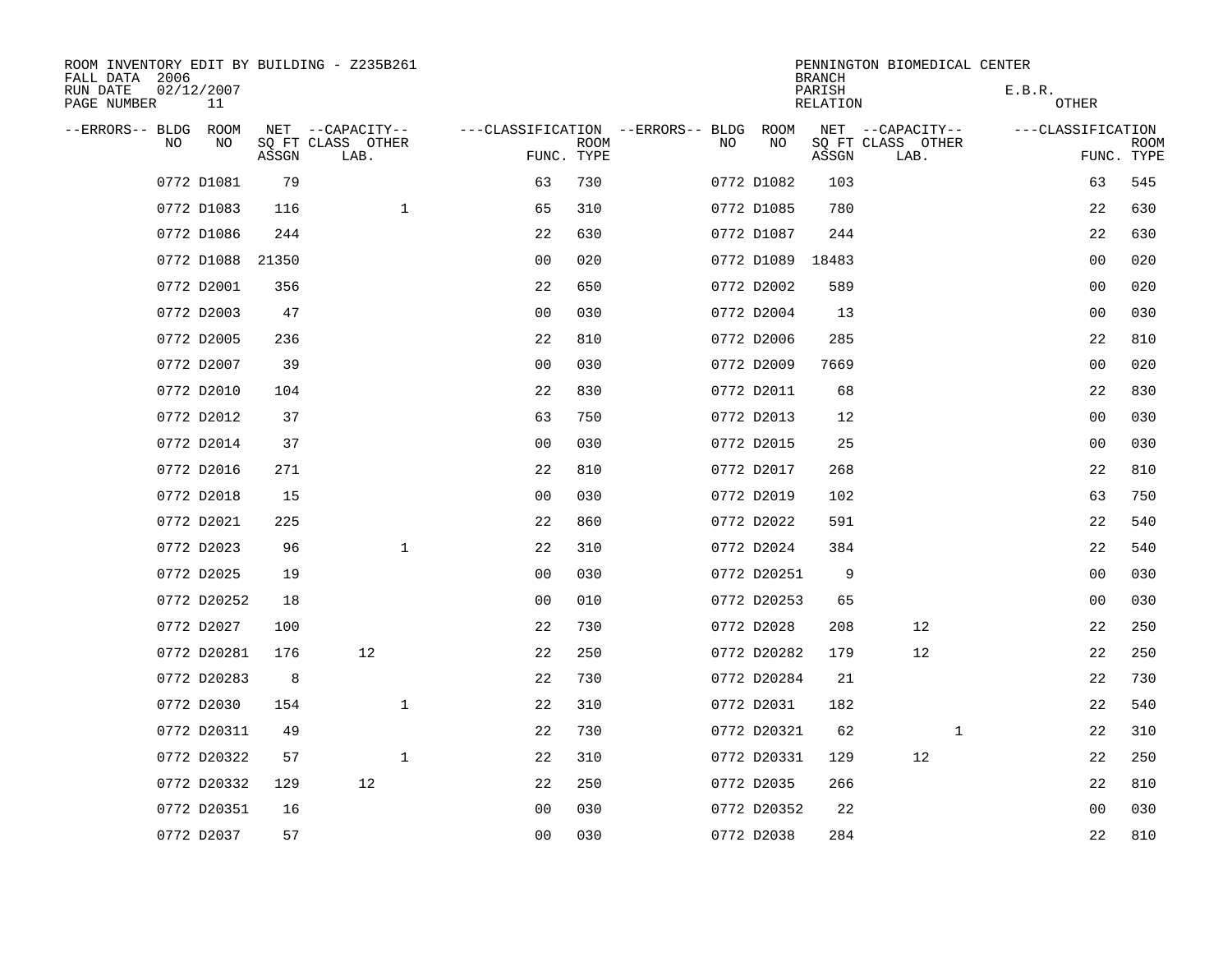ROOM INVENTORY EDIT BY BUILDING - Z235B261
FALL DATA 2006
RUN DATE 02/12/2007
PAGE NUMBER 11

PENNINGTON BIOMEDICAL CENTER
BRANCH
PARISH E.B.R.
RELATION OTHER

| --ERRORS-- | BLDG NO | ROOM NO | NET SQ FT ASSGN | --CAPACITY-- CLASS LAB. | OTHER | ---CLASSIFICATION FUNC. | ROOM TYPE | --ERRORS-- | BLDG NO | ROOM NO | NET SQ FT ASSGN | --CAPACITY-- CLASS LAB. | OTHER | ---CLASSIFICATION FUNC. | ROOM TYPE |
|---|---|---|---|---|---|---|---|---|---|---|---|---|---|---|---|
| | 0772 | D1081 | 79 | | | 63 | 730 | | 0772 | D1082 | 103 | | | 63 | 545 |
| | 0772 | D1083 | 116 | | 1 | 65 | 310 | | 0772 | D1085 | 780 | | | 22 | 630 |
| | 0772 | D1086 | 244 | | | 22 | 630 | | 0772 | D1087 | 244 | | | 22 | 630 |
| | 0772 | D1088 | 21350 | | | 00 | 020 | | 0772 | D1089 | 18483 | | | 00 | 020 |
| | 0772 | D2001 | 356 | | | 22 | 650 | | 0772 | D2002 | 589 | | | 00 | 020 |
| | 0772 | D2003 | 47 | | | 00 | 030 | | 0772 | D2004 | 13 | | | 00 | 030 |
| | 0772 | D2005 | 236 | | | 22 | 810 | | 0772 | D2006 | 285 | | | 22 | 810 |
| | 0772 | D2007 | 39 | | | 00 | 030 | | 0772 | D2009 | 7669 | | | 00 | 020 |
| | 0772 | D2010 | 104 | | | 22 | 830 | | 0772 | D2011 | 68 | | | 22 | 830 |
| | 0772 | D2012 | 37 | | | 63 | 750 | | 0772 | D2013 | 12 | | | 00 | 030 |
| | 0772 | D2014 | 37 | | | 00 | 030 | | 0772 | D2015 | 25 | | | 00 | 030 |
| | 0772 | D2016 | 271 | | | 22 | 810 | | 0772 | D2017 | 268 | | | 22 | 810 |
| | 0772 | D2018 | 15 | | | 00 | 030 | | 0772 | D2019 | 102 | | | 63 | 750 |
| | 0772 | D2021 | 225 | | | 22 | 860 | | 0772 | D2022 | 591 | | | 22 | 540 |
| | 0772 | D2023 | 96 | | 1 | 22 | 310 | | 0772 | D2024 | 384 | | | 22 | 540 |
| | 0772 | D2025 | 19 | | | 00 | 030 | | 0772 | D20251 | 9 | | | 00 | 030 |
| | 0772 | D20252 | 18 | | | 00 | 010 | | 0772 | D20253 | 65 | | | 00 | 030 |
| | 0772 | D2027 | 100 | | | 22 | 730 | | 0772 | D2028 | 208 | 12 | | 22 | 250 |
| | 0772 | D20281 | 176 | 12 | | 22 | 250 | | 0772 | D20282 | 179 | 12 | | 22 | 250 |
| | 0772 | D20283 | 8 | | | 22 | 730 | | 0772 | D20284 | 21 | | | 22 | 730 |
| | 0772 | D2030 | 154 | | 1 | 22 | 310 | | 0772 | D2031 | 182 | | | 22 | 540 |
| | 0772 | D20311 | 49 | | | 22 | 730 | | 0772 | D20321 | 62 | | 1 | 22 | 310 |
| | 0772 | D20322 | 57 | | 1 | 22 | 310 | | 0772 | D20331 | 129 | 12 | | 22 | 250 |
| | 0772 | D20332 | 129 | 12 | | 22 | 250 | | 0772 | D2035 | 266 | | | 22 | 810 |
| | 0772 | D20351 | 16 | | | 00 | 030 | | 0772 | D20352 | 22 | | | 00 | 030 |
| | 0772 | D2037 | 57 | | | 00 | 030 | | 0772 | D2038 | 284 | | | 22 | 810 |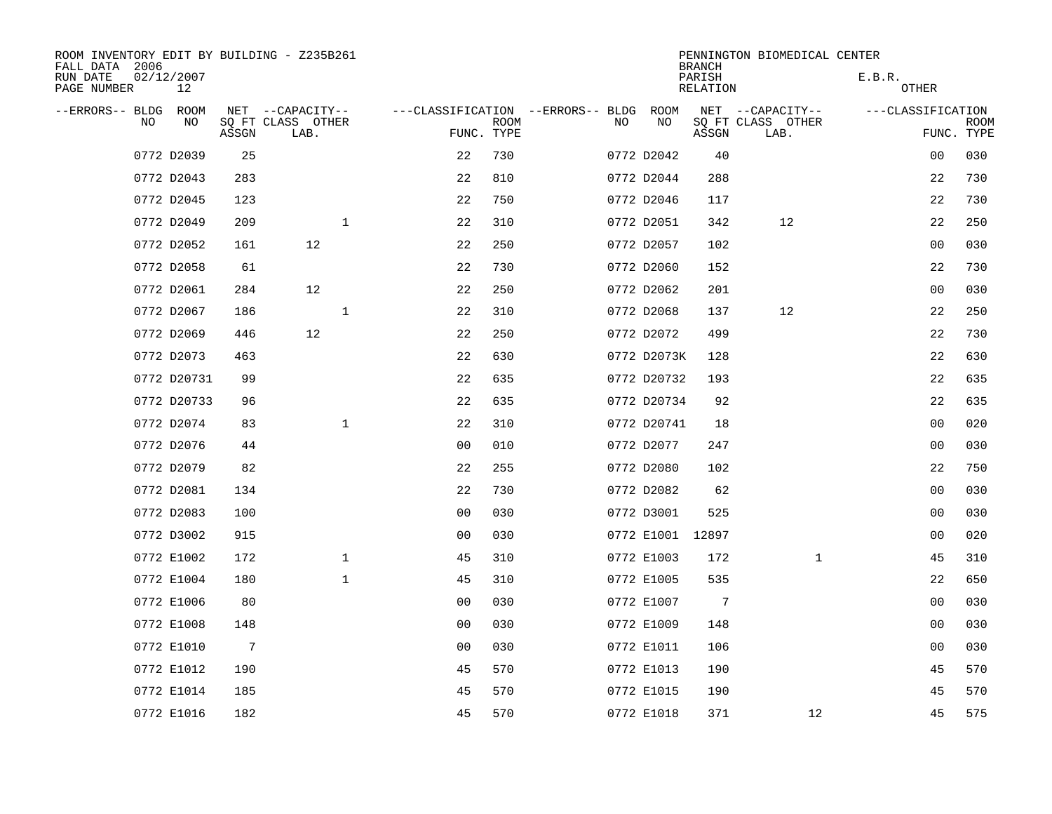ROOM INVENTORY EDIT BY BUILDING - Z235B261
FALL DATA 2006
RUN DATE 02/12/2007
PAGE NUMBER 12

PENNINGTON BIOMEDICAL CENTER
BRANCH
PARISH E.B.R.
RELATION OTHER

| --ERRORS-- | BLDG NO | ROOM NO | NET SQ FT ASSGN | CAPACITY CLASS LAB. | CAPACITY OTHER | CLASSIFICATION FUNC. | ROOM TYPE | --ERRORS-- | BLDG NO | ROOM NO | NET SQ FT ASSGN | CAPACITY CLASS LAB. | CAPACITY OTHER | CLASSIFICATION FUNC. | ROOM TYPE |
|---|---|---|---|---|---|---|---|---|---|---|---|---|---|---|---|
| | 0772 | D2039 | 25 | | | 22 | 730 | | 0772 | D2042 | 40 | | | 00 | 030 |
| | 0772 | D2043 | 283 | | | 22 | 810 | | 0772 | D2044 | 288 | | | 22 | 730 |
| | 0772 | D2045 | 123 | | | 22 | 750 | | 0772 | D2046 | 117 | | | 22 | 730 |
| | 0772 | D2049 | 209 | | 1 | 22 | 310 | | 0772 | D2051 | 342 | 12 | | 22 | 250 |
| | 0772 | D2052 | 161 | 12 | | 22 | 250 | | 0772 | D2057 | 102 | | | 00 | 030 |
| | 0772 | D2058 | 61 | | | 22 | 730 | | 0772 | D2060 | 152 | | | 22 | 730 |
| | 0772 | D2061 | 284 | 12 | | 22 | 250 | | 0772 | D2062 | 201 | | | 00 | 030 |
| | 0772 | D2067 | 186 | | 1 | 22 | 310 | | 0772 | D2068 | 137 | 12 | | 22 | 250 |
| | 0772 | D2069 | 446 | 12 | | 22 | 250 | | 0772 | D2072 | 499 | | | 22 | 730 |
| | 0772 | D2073 | 463 | | | 22 | 630 | | 0772 | D2073K | 128 | | | 22 | 630 |
| | 0772 | D20731 | 99 | | | 22 | 635 | | 0772 | D20732 | 193 | | | 22 | 635 |
| | 0772 | D20733 | 96 | | | 22 | 635 | | 0772 | D20734 | 92 | | | 22 | 635 |
| | 0772 | D2074 | 83 | | 1 | 22 | 310 | | 0772 | D20741 | 18 | | | 00 | 020 |
| | 0772 | D2076 | 44 | | | 00 | 010 | | 0772 | D2077 | 247 | | | 00 | 030 |
| | 0772 | D2079 | 82 | | | 22 | 255 | | 0772 | D2080 | 102 | | | 22 | 750 |
| | 0772 | D2081 | 134 | | | 22 | 730 | | 0772 | D2082 | 62 | | | 00 | 030 |
| | 0772 | D2083 | 100 | | | 00 | 030 | | 0772 | D3001 | 525 | | | 00 | 030 |
| | 0772 | D3002 | 915 | | | 00 | 030 | | 0772 | E1001 | 12897 | | | 00 | 020 |
| | 0772 | E1002 | 172 | | 1 | 45 | 310 | | 0772 | E1003 | 172 | | 1 | 45 | 310 |
| | 0772 | E1004 | 180 | | 1 | 45 | 310 | | 0772 | E1005 | 535 | | | 22 | 650 |
| | 0772 | E1006 | 80 | | | 00 | 030 | | 0772 | E1007 | 7 | | | 00 | 030 |
| | 0772 | E1008 | 148 | | | 00 | 030 | | 0772 | E1009 | 148 | | | 00 | 030 |
| | 0772 | E1010 | 7 | | | 00 | 030 | | 0772 | E1011 | 106 | | | 00 | 030 |
| | 0772 | E1012 | 190 | | | 45 | 570 | | 0772 | E1013 | 190 | | | 45 | 570 |
| | 0772 | E1014 | 185 | | | 45 | 570 | | 0772 | E1015 | 190 | | | 45 | 570 |
| | 0772 | E1016 | 182 | | | 45 | 570 | | 0772 | E1018 | 371 | | 12 | 45 | 575 |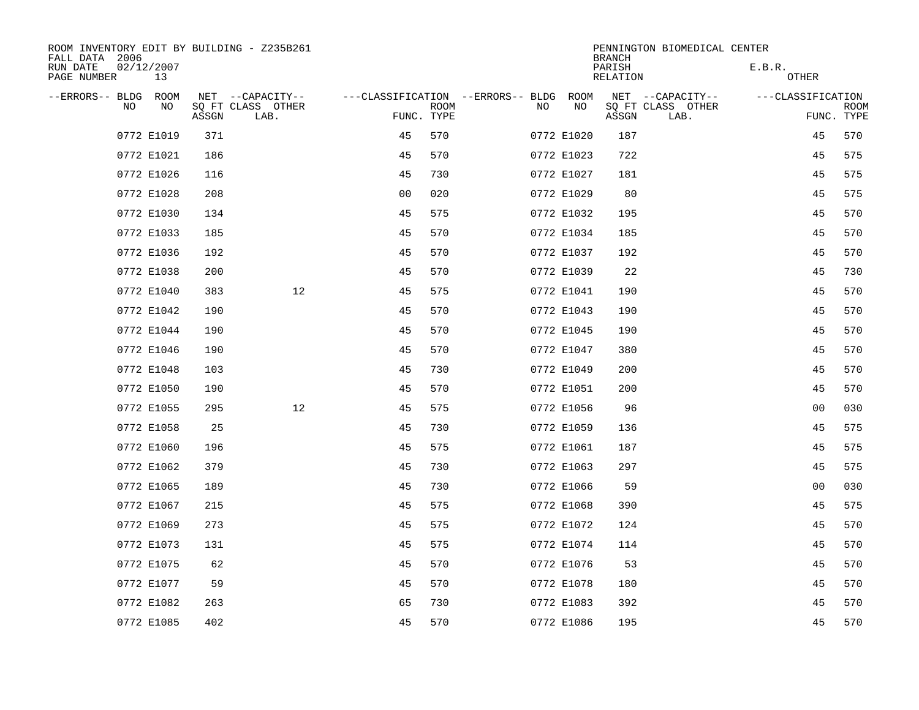ROOM INVENTORY EDIT BY BUILDING - Z235B261
FALL DATA 2006
RUN DATE 02/12/2007
PAGE NUMBER 13

PENNINGTON BIOMEDICAL CENTER
BRANCH
PARISH E.B.R.
RELATION OTHER

| --ERRORS-- | BLDG NO | ROOM NO | NET SQ FT ASSGN | --CAPACITY-- CLASS LAB. | OTHER | ---CLASSIFICATION FUNC. | ROOM TYPE | --ERRORS-- | BLDG NO | ROOM NO | NET SQ FT ASSGN | --CAPACITY-- CLASS LAB. | OTHER | ---CLASSIFICATION FUNC. | ROOM TYPE |
|---|---|---|---|---|---|---|---|---|---|---|---|---|---|---|---|
| | 0772 | E1019 | 371 | | | 45 | 570 | | 0772 | E1020 | 187 | | | 45 | 570 |
| | 0772 | E1021 | 186 | | | 45 | 570 | | 0772 | E1023 | 722 | | | 45 | 575 |
| | 0772 | E1026 | 116 | | | 45 | 730 | | 0772 | E1027 | 181 | | | 45 | 575 |
| | 0772 | E1028 | 208 | | | 00 | 020 | | 0772 | E1029 | 80 | | | 45 | 575 |
| | 0772 | E1030 | 134 | | | 45 | 575 | | 0772 | E1032 | 195 | | | 45 | 570 |
| | 0772 | E1033 | 185 | | | 45 | 570 | | 0772 | E1034 | 185 | | | 45 | 570 |
| | 0772 | E1036 | 192 | | | 45 | 570 | | 0772 | E1037 | 192 | | | 45 | 570 |
| | 0772 | E1038 | 200 | | | 45 | 570 | | 0772 | E1039 | 22 | | | 45 | 730 |
| | 0772 | E1040 | 383 | | 12 | 45 | 575 | | 0772 | E1041 | 190 | | | 45 | 570 |
| | 0772 | E1042 | 190 | | | 45 | 570 | | 0772 | E1043 | 190 | | | 45 | 570 |
| | 0772 | E1044 | 190 | | | 45 | 570 | | 0772 | E1045 | 190 | | | 45 | 570 |
| | 0772 | E1046 | 190 | | | 45 | 570 | | 0772 | E1047 | 380 | | | 45 | 570 |
| | 0772 | E1048 | 103 | | | 45 | 730 | | 0772 | E1049 | 200 | | | 45 | 570 |
| | 0772 | E1050 | 190 | | | 45 | 570 | | 0772 | E1051 | 200 | | | 45 | 570 |
| | 0772 | E1055 | 295 | | 12 | 45 | 575 | | 0772 | E1056 | 96 | | | 00 | 030 |
| | 0772 | E1058 | 25 | | | 45 | 730 | | 0772 | E1059 | 136 | | | 45 | 575 |
| | 0772 | E1060 | 196 | | | 45 | 575 | | 0772 | E1061 | 187 | | | 45 | 575 |
| | 0772 | E1062 | 379 | | | 45 | 730 | | 0772 | E1063 | 297 | | | 45 | 575 |
| | 0772 | E1065 | 189 | | | 45 | 730 | | 0772 | E1066 | 59 | | | 00 | 030 |
| | 0772 | E1067 | 215 | | | 45 | 575 | | 0772 | E1068 | 390 | | | 45 | 575 |
| | 0772 | E1069 | 273 | | | 45 | 575 | | 0772 | E1072 | 124 | | | 45 | 570 |
| | 0772 | E1073 | 131 | | | 45 | 575 | | 0772 | E1074 | 114 | | | 45 | 570 |
| | 0772 | E1075 | 62 | | | 45 | 570 | | 0772 | E1076 | 53 | | | 45 | 570 |
| | 0772 | E1077 | 59 | | | 45 | 570 | | 0772 | E1078 | 180 | | | 45 | 570 |
| | 0772 | E1082 | 263 | | | 65 | 730 | | 0772 | E1083 | 392 | | | 45 | 570 |
| | 0772 | E1085 | 402 | | | 45 | 570 | | 0772 | E1086 | 195 | | | 45 | 570 |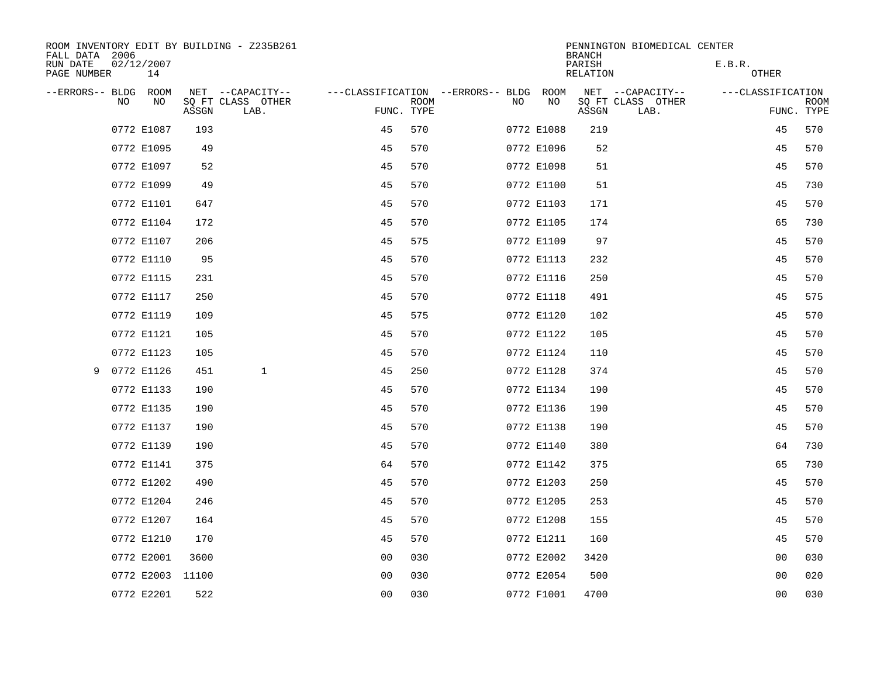ROOM INVENTORY EDIT BY BUILDING - Z235B261
FALL DATA 2006
RUN DATE 02/12/2007
PAGE NUMBER 14

PENNINGTON BIOMEDICAL CENTER
BRANCH
PARISH E.B.R.
RELATION OTHER

| --ERRORS-- | BLDG NO | ROOM NO | NET SQ FT ASSGN | --CAPACITY-- CLASS LAB. | OTHER | ---CLASSIFICATION FUNC. | ROOM TYPE | --ERRORS-- | BLDG NO | ROOM NO | NET SQ FT ASSGN | --CAPACITY-- CLASS LAB. | OTHER | ---CLASSIFICATION FUNC. | ROOM TYPE |
|---|---|---|---|---|---|---|---|---|---|---|---|---|---|---|---|
| | 0772 | E1087 | 193 | | | 45 | 570 | | 0772 | E1088 | 219 | | | 45 | 570 |
| | 0772 | E1095 | 49 | | | 45 | 570 | | 0772 | E1096 | 52 | | | 45 | 570 |
| | 0772 | E1097 | 52 | | | 45 | 570 | | 0772 | E1098 | 51 | | | 45 | 570 |
| | 0772 | E1099 | 49 | | | 45 | 570 | | 0772 | E1100 | 51 | | | 45 | 730 |
| | 0772 | E1101 | 647 | | | 45 | 570 | | 0772 | E1103 | 171 | | | 45 | 570 |
| | 0772 | E1104 | 172 | | | 45 | 570 | | 0772 | E1105 | 174 | | | 65 | 730 |
| | 0772 | E1107 | 206 | | | 45 | 575 | | 0772 | E1109 | 97 | | | 45 | 570 |
| | 0772 | E1110 | 95 | | | 45 | 570 | | 0772 | E1113 | 232 | | | 45 | 570 |
| | 0772 | E1115 | 231 | | | 45 | 570 | | 0772 | E1116 | 250 | | | 45 | 570 |
| | 0772 | E1117 | 250 | | | 45 | 570 | | 0772 | E1118 | 491 | | | 45 | 575 |
| | 0772 | E1119 | 109 | | | 45 | 575 | | 0772 | E1120 | 102 | | | 45 | 570 |
| | 0772 | E1121 | 105 | | | 45 | 570 | | 0772 | E1122 | 105 | | | 45 | 570 |
| | 0772 | E1123 | 105 | | | 45 | 570 | | 0772 | E1124 | 110 | | | 45 | 570 |
| 9 | 0772 | E1126 | 451 | 1 | | 45 | 250 | | 0772 | E1128 | 374 | | | 45 | 570 |
| | 0772 | E1133 | 190 | | | 45 | 570 | | 0772 | E1134 | 190 | | | 45 | 570 |
| | 0772 | E1135 | 190 | | | 45 | 570 | | 0772 | E1136 | 190 | | | 45 | 570 |
| | 0772 | E1137 | 190 | | | 45 | 570 | | 0772 | E1138 | 190 | | | 45 | 570 |
| | 0772 | E1139 | 190 | | | 45 | 570 | | 0772 | E1140 | 380 | | | 64 | 730 |
| | 0772 | E1141 | 375 | | | 64 | 570 | | 0772 | E1142 | 375 | | | 65 | 730 |
| | 0772 | E1202 | 490 | | | 45 | 570 | | 0772 | E1203 | 250 | | | 45 | 570 |
| | 0772 | E1204 | 246 | | | 45 | 570 | | 0772 | E1205 | 253 | | | 45 | 570 |
| | 0772 | E1207 | 164 | | | 45 | 570 | | 0772 | E1208 | 155 | | | 45 | 570 |
| | 0772 | E1210 | 170 | | | 45 | 570 | | 0772 | E1211 | 160 | | | 45 | 570 |
| | 0772 | E2001 | 3600 | | | 00 | 030 | | 0772 | E2002 | 3420 | | | 00 | 030 |
| | 0772 | E2003 | 11100 | | | 00 | 030 | | 0772 | E2054 | 500 | | | 00 | 020 |
| | 0772 | E2201 | 522 | | | 00 | 030 | | 0772 | F1001 | 4700 | | | 00 | 030 |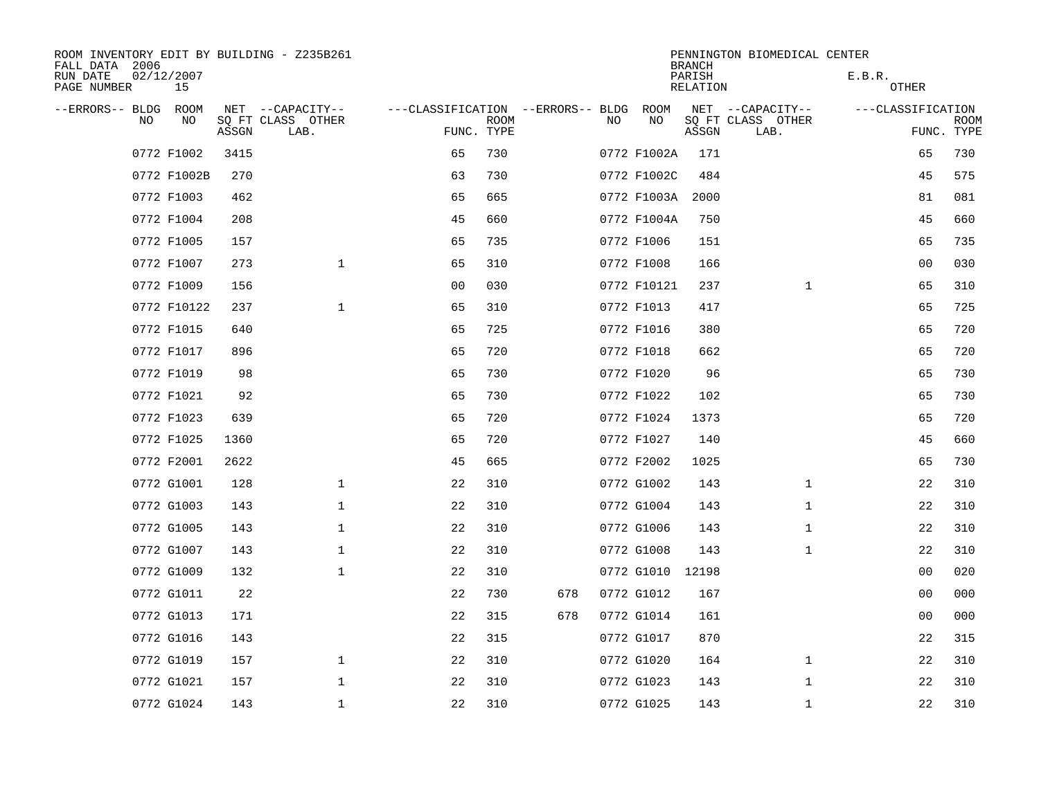ROOM INVENTORY EDIT BY BUILDING - Z235B261
FALL DATA 2006
RUN DATE 02/12/2007
PAGE NUMBER 15

PENNINGTON BIOMEDICAL CENTER
BRANCH
PARISH E.B.R.
RELATION OTHER

| --ERRORS-- | BLDG NO | ROOM NO | NET SQ FT ASSGN | --CAPACITY-- CLASS LAB. | OTHER | ---CLASSIFICATION FUNC. | ROOM TYPE | --ERRORS-- | BLDG NO | ROOM NO | NET SQ FT ASSGN | --CAPACITY-- CLASS LAB. | OTHER | ---CLASSIFICATION FUNC. | ROOM TYPE |
|---|---|---|---|---|---|---|---|---|---|---|---|---|---|---|---|
| | 0772 | F1002 | 3415 | | | 65 | 730 | | 0772 | F1002A | 171 | | | 65 | 730 |
| | 0772 | F1002B | 270 | | | 63 | 730 | | 0772 | F1002C | 484 | | | 45 | 575 |
| | 0772 | F1003 | 462 | | | 65 | 665 | | 0772 | F1003A | 2000 | | | 81 | 081 |
| | 0772 | F1004 | 208 | | | 45 | 660 | | 0772 | F1004A | 750 | | | 45 | 660 |
| | 0772 | F1005 | 157 | | | 65 | 735 | | 0772 | F1006 | 151 | | | 65 | 735 |
| | 0772 | F1007 | 273 | | 1 | 65 | 310 | | 0772 | F1008 | 166 | | | 00 | 030 |
| | 0772 | F1009 | 156 | | | 00 | 030 | | 0772 | F10121 | 237 | | 1 | 65 | 310 |
| | 0772 | F10122 | 237 | | 1 | 65 | 310 | | 0772 | F1013 | 417 | | | 65 | 725 |
| | 0772 | F1015 | 640 | | | 65 | 725 | | 0772 | F1016 | 380 | | | 65 | 720 |
| | 0772 | F1017 | 896 | | | 65 | 720 | | 0772 | F1018 | 662 | | | 65 | 720 |
| | 0772 | F1019 | 98 | | | 65 | 730 | | 0772 | F1020 | 96 | | | 65 | 730 |
| | 0772 | F1021 | 92 | | | 65 | 730 | | 0772 | F1022 | 102 | | | 65 | 730 |
| | 0772 | F1023 | 639 | | | 65 | 720 | | 0772 | F1024 | 1373 | | | 65 | 720 |
| | 0772 | F1025 | 1360 | | | 65 | 720 | | 0772 | F1027 | 140 | | | 45 | 660 |
| | 0772 | F2001 | 2622 | | | 45 | 665 | | 0772 | F2002 | 1025 | | | 65 | 730 |
| | 0772 | G1001 | 128 | | 1 | 22 | 310 | | 0772 | G1002 | 143 | | 1 | 22 | 310 |
| | 0772 | G1003 | 143 | | 1 | 22 | 310 | | 0772 | G1004 | 143 | | 1 | 22 | 310 |
| | 0772 | G1005 | 143 | | 1 | 22 | 310 | | 0772 | G1006 | 143 | | 1 | 22 | 310 |
| | 0772 | G1007 | 143 | | 1 | 22 | 310 | | 0772 | G1008 | 143 | | 1 | 22 | 310 |
| | 0772 | G1009 | 132 | | 1 | 22 | 310 | | 0772 | G1010 | 12198 | | | 00 | 020 |
| | 0772 | G1011 | 22 | | | 22 | 730 | 678 | 0772 | G1012 | 167 | | | 00 | 000 |
| | 0772 | G1013 | 171 | | | 22 | 315 | 678 | 0772 | G1014 | 161 | | | 00 | 000 |
| | 0772 | G1016 | 143 | | | 22 | 315 | | 0772 | G1017 | 870 | | | 22 | 315 |
| | 0772 | G1019 | 157 | | 1 | 22 | 310 | | 0772 | G1020 | 164 | | 1 | 22 | 310 |
| | 0772 | G1021 | 157 | | 1 | 22 | 310 | | 0772 | G1023 | 143 | | 1 | 22 | 310 |
| | 0772 | G1024 | 143 | | 1 | 22 | 310 | | 0772 | G1025 | 143 | | 1 | 22 | 310 |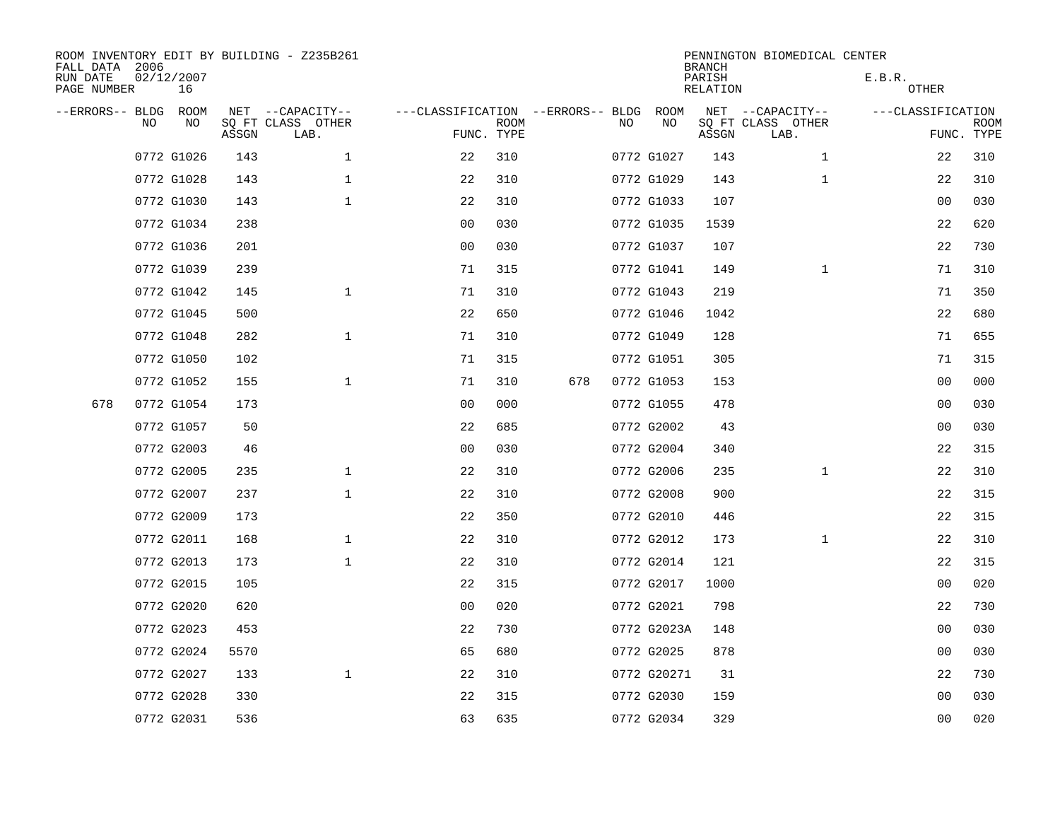ROOM INVENTORY EDIT BY BUILDING - Z235B261
FALL DATA 2006
RUN DATE 02/12/2007
PAGE NUMBER 16

PENNINGTON BIOMEDICAL CENTER
BRANCH
PARISH E.B.R.
RELATION OTHER

| --ERRORS-- | BLDG NO | ROOM NO | NET SQ FT ASSGN | --CAPACITY-- CLASS LAB. | OTHER | ---CLASSIFICATION FUNC. | ROOM TYPE | --ERRORS-- | BLDG NO | ROOM NO | NET SQ FT ASSGN | --CAPACITY-- CLASS LAB. | OTHER | ---CLASSIFICATION FUNC. | ROOM TYPE |
|---|---|---|---|---|---|---|---|---|---|---|---|---|---|---|---|
| | 0772 | G1026 | 143 | | 1 | 22 | 310 | | 0772 | G1027 | 143 | | 1 | 22 | 310 |
| | 0772 | G1028 | 143 | | 1 | 22 | 310 | | 0772 | G1029 | 143 | | 1 | 22 | 310 |
| | 0772 | G1030 | 143 | | 1 | 22 | 310 | | 0772 | G1033 | 107 | | | 00 | 030 |
| | 0772 | G1034 | 238 | | | 00 | 030 | | 0772 | G1035 | 1539 | | | 22 | 620 |
| | 0772 | G1036 | 201 | | | 00 | 030 | | 0772 | G1037 | 107 | | | 22 | 730 |
| | 0772 | G1039 | 239 | | | 71 | 315 | | 0772 | G1041 | 149 | | 1 | 71 | 310 |
| | 0772 | G1042 | 145 | | 1 | 71 | 310 | | 0772 | G1043 | 219 | | | 71 | 350 |
| | 0772 | G1045 | 500 | | | 22 | 650 | | 0772 | G1046 | 1042 | | | 22 | 680 |
| | 0772 | G1048 | 282 | | 1 | 71 | 310 | | 0772 | G1049 | 128 | | | 71 | 655 |
| | 0772 | G1050 | 102 | | | 71 | 315 | | 0772 | G1051 | 305 | | | 71 | 315 |
| | 0772 | G1052 | 155 | | 1 | 71 | 310 | 678 | 0772 | G1053 | 153 | | | 00 | 000 |
| 678 | 0772 | G1054 | 173 | | | 00 | 000 | | 0772 | G1055 | 478 | | | 00 | 030 |
| | 0772 | G1057 | 50 | | | 22 | 685 | | 0772 | G2002 | 43 | | | 00 | 030 |
| | 0772 | G2003 | 46 | | | 00 | 030 | | 0772 | G2004 | 340 | | | 22 | 315 |
| | 0772 | G2005 | 235 | | 1 | 22 | 310 | | 0772 | G2006 | 235 | | 1 | 22 | 310 |
| | 0772 | G2007 | 237 | | 1 | 22 | 310 | | 0772 | G2008 | 900 | | | 22 | 315 |
| | 0772 | G2009 | 173 | | | 22 | 350 | | 0772 | G2010 | 446 | | | 22 | 315 |
| | 0772 | G2011 | 168 | | 1 | 22 | 310 | | 0772 | G2012 | 173 | | 1 | 22 | 310 |
| | 0772 | G2013 | 173 | | 1 | 22 | 310 | | 0772 | G2014 | 121 | | | 22 | 315 |
| | 0772 | G2015 | 105 | | | 22 | 315 | | 0772 | G2017 | 1000 | | | 00 | 020 |
| | 0772 | G2020 | 620 | | | 00 | 020 | | 0772 | G2021 | 798 | | | 22 | 730 |
| | 0772 | G2023 | 453 | | | 22 | 730 | | 0772 | G2023A | 148 | | | 00 | 030 |
| | 0772 | G2024 | 5570 | | | 65 | 680 | | 0772 | G2025 | 878 | | | 00 | 030 |
| | 0772 | G2027 | 133 | | 1 | 22 | 310 | | 0772 | G20271 | 31 | | | 22 | 730 |
| | 0772 | G2028 | 330 | | | 22 | 315 | | 0772 | G2030 | 159 | | | 00 | 030 |
| | 0772 | G2031 | 536 | | | 63 | 635 | | 0772 | G2034 | 329 | | | 00 | 020 |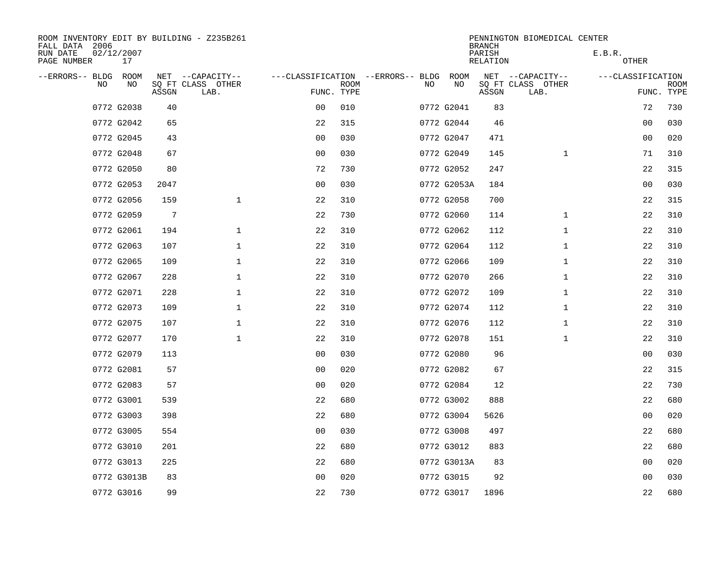ROOM INVENTORY EDIT BY BUILDING - Z235B261
FALL DATA 2006
RUN DATE 02/12/2007
PAGE NUMBER 17

PENNINGTON BIOMEDICAL CENTER
BRANCH
PARISH E.B.R.
RELATION OTHER

| --ERRORS-- | BLDG NO | ROOM NO | NET SQ FT ASSGN | --CAPACITY-- CLASS LAB. | OTHER | ---CLASSIFICATION FUNC. | ROOM TYPE | --ERRORS-- | BLDG NO | ROOM NO | NET SQ FT ASSGN | --CAPACITY-- CLASS LAB. | OTHER | ---CLASSIFICATION FUNC. | ROOM TYPE |
|---|---|---|---|---|---|---|---|---|---|---|---|---|---|---|---|
| | 0772 | G2038 | 40 | | | 00 | 010 | | 0772 | G2041 | 83 | | | 72 | 730 |
| | 0772 | G2042 | 65 | | | 22 | 315 | | 0772 | G2044 | 46 | | | 00 | 030 |
| | 0772 | G2045 | 43 | | | 00 | 030 | | 0772 | G2047 | 471 | | | 00 | 020 |
| | 0772 | G2048 | 67 | | | 00 | 030 | | 0772 | G2049 | 145 | | 1 | 71 | 310 |
| | 0772 | G2050 | 80 | | | 72 | 730 | | 0772 | G2052 | 247 | | | 22 | 315 |
| | 0772 | G2053 | 2047 | | | 00 | 030 | | 0772 | G2053A | 184 | | | 00 | 030 |
| | 0772 | G2056 | 159 | | 1 | 22 | 310 | | 0772 | G2058 | 700 | | | 22 | 315 |
| | 0772 | G2059 | 7 | | | 22 | 730 | | 0772 | G2060 | 114 | | 1 | 22 | 310 |
| | 0772 | G2061 | 194 | | 1 | 22 | 310 | | 0772 | G2062 | 112 | | 1 | 22 | 310 |
| | 0772 | G2063 | 107 | | 1 | 22 | 310 | | 0772 | G2064 | 112 | | 1 | 22 | 310 |
| | 0772 | G2065 | 109 | | 1 | 22 | 310 | | 0772 | G2066 | 109 | | 1 | 22 | 310 |
| | 0772 | G2067 | 228 | | 1 | 22 | 310 | | 0772 | G2070 | 266 | | 1 | 22 | 310 |
| | 0772 | G2071 | 228 | | 1 | 22 | 310 | | 0772 | G2072 | 109 | | 1 | 22 | 310 |
| | 0772 | G2073 | 109 | | 1 | 22 | 310 | | 0772 | G2074 | 112 | | 1 | 22 | 310 |
| | 0772 | G2075 | 107 | | 1 | 22 | 310 | | 0772 | G2076 | 112 | | 1 | 22 | 310 |
| | 0772 | G2077 | 170 | | 1 | 22 | 310 | | 0772 | G2078 | 151 | | 1 | 22 | 310 |
| | 0772 | G2079 | 113 | | | 00 | 030 | | 0772 | G2080 | 96 | | | 00 | 030 |
| | 0772 | G2081 | 57 | | | 00 | 020 | | 0772 | G2082 | 67 | | | 22 | 315 |
| | 0772 | G2083 | 57 | | | 00 | 020 | | 0772 | G2084 | 12 | | | 22 | 730 |
| | 0772 | G3001 | 539 | | | 22 | 680 | | 0772 | G3002 | 888 | | | 22 | 680 |
| | 0772 | G3003 | 398 | | | 22 | 680 | | 0772 | G3004 | 5626 | | | 00 | 020 |
| | 0772 | G3005 | 554 | | | 00 | 030 | | 0772 | G3008 | 497 | | | 22 | 680 |
| | 0772 | G3010 | 201 | | | 22 | 680 | | 0772 | G3012 | 883 | | | 22 | 680 |
| | 0772 | G3013 | 225 | | | 22 | 680 | | 0772 | G3013A | 83 | | | 00 | 020 |
| | 0772 | G3013B | 83 | | | 00 | 020 | | 0772 | G3015 | 92 | | | 00 | 030 |
| | 0772 | G3016 | 99 | | | 22 | 730 | | 0772 | G3017 | 1896 | | | 22 | 680 |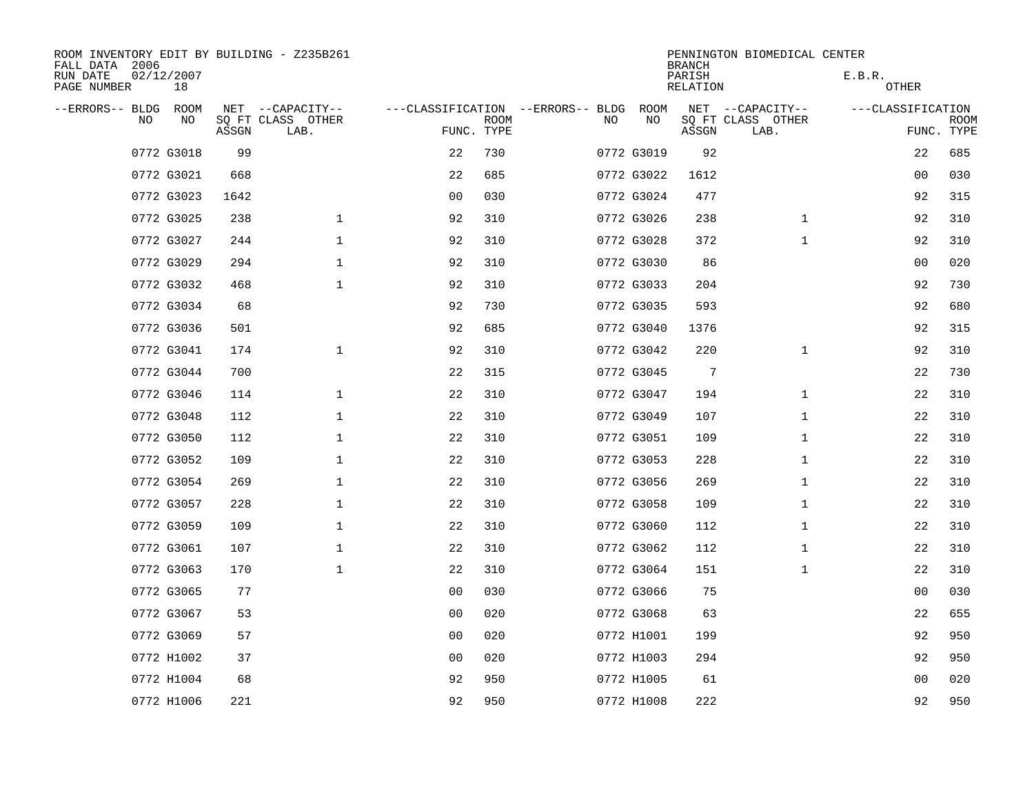ROOM INVENTORY EDIT BY BUILDING - Z235B261
FALL DATA 2006
RUN DATE 02/12/2007
PAGE NUMBER 18

PENNINGTON BIOMEDICAL CENTER
BRANCH
PARISH E.B.R.
RELATION OTHER

| --ERRORS-- | BLDG NO | ROOM NO | NET SQ FT ASSGN | --CAPACITY-- CLASS LAB. | OTHER | ---CLASSIFICATION FUNC. | ROOM TYPE | --ERRORS-- | BLDG NO | ROOM NO | NET SQ FT ASSGN | --CAPACITY-- CLASS LAB. | OTHER | ---CLASSIFICATION FUNC. | ROOM TYPE |
|---|---|---|---|---|---|---|---|---|---|---|---|---|---|---|---|
| | 0772 | G3018 | 99 | | | 22 | 730 | | 0772 | G3019 | 92 | | | 22 | 685 |
| | 0772 | G3021 | 668 | | | 22 | 685 | | 0772 | G3022 | 1612 | | | 00 | 030 |
| | 0772 | G3023 | 1642 | | | 00 | 030 | | 0772 | G3024 | 477 | | | 92 | 315 |
| | 0772 | G3025 | 238 | | 1 | 92 | 310 | | 0772 | G3026 | 238 | | 1 | 92 | 310 |
| | 0772 | G3027 | 244 | | 1 | 92 | 310 | | 0772 | G3028 | 372 | | 1 | 92 | 310 |
| | 0772 | G3029 | 294 | | 1 | 92 | 310 | | 0772 | G3030 | 86 | | | 00 | 020 |
| | 0772 | G3032 | 468 | | 1 | 92 | 310 | | 0772 | G3033 | 204 | | | 92 | 730 |
| | 0772 | G3034 | 68 | | | 92 | 730 | | 0772 | G3035 | 593 | | | 92 | 680 |
| | 0772 | G3036 | 501 | | | 92 | 685 | | 0772 | G3040 | 1376 | | | 92 | 315 |
| | 0772 | G3041 | 174 | | 1 | 92 | 310 | | 0772 | G3042 | 220 | | 1 | 92 | 310 |
| | 0772 | G3044 | 700 | | | 22 | 315 | | 0772 | G3045 | 7 | | | 22 | 730 |
| | 0772 | G3046 | 114 | | 1 | 22 | 310 | | 0772 | G3047 | 194 | | 1 | 22 | 310 |
| | 0772 | G3048 | 112 | | 1 | 22 | 310 | | 0772 | G3049 | 107 | | 1 | 22 | 310 |
| | 0772 | G3050 | 112 | | 1 | 22 | 310 | | 0772 | G3051 | 109 | | 1 | 22 | 310 |
| | 0772 | G3052 | 109 | | 1 | 22 | 310 | | 0772 | G3053 | 228 | | 1 | 22 | 310 |
| | 0772 | G3054 | 269 | | 1 | 22 | 310 | | 0772 | G3056 | 269 | | 1 | 22 | 310 |
| | 0772 | G3057 | 228 | | 1 | 22 | 310 | | 0772 | G3058 | 109 | | 1 | 22 | 310 |
| | 0772 | G3059 | 109 | | 1 | 22 | 310 | | 0772 | G3060 | 112 | | 1 | 22 | 310 |
| | 0772 | G3061 | 107 | | 1 | 22 | 310 | | 0772 | G3062 | 112 | | 1 | 22 | 310 |
| | 0772 | G3063 | 170 | | 1 | 22 | 310 | | 0772 | G3064 | 151 | | 1 | 22 | 310 |
| | 0772 | G3065 | 77 | | | 00 | 030 | | 0772 | G3066 | 75 | | | 00 | 030 |
| | 0772 | G3067 | 53 | | | 00 | 020 | | 0772 | G3068 | 63 | | | 22 | 655 |
| | 0772 | G3069 | 57 | | | 00 | 020 | | 0772 | H1001 | 199 | | | 92 | 950 |
| | 0772 | H1002 | 37 | | | 00 | 020 | | 0772 | H1003 | 294 | | | 92 | 950 |
| | 0772 | H1004 | 68 | | | 92 | 950 | | 0772 | H1005 | 61 | | | 00 | 020 |
| | 0772 | H1006 | 221 | | | 92 | 950 | | 0772 | H1008 | 222 | | | 92 | 950 |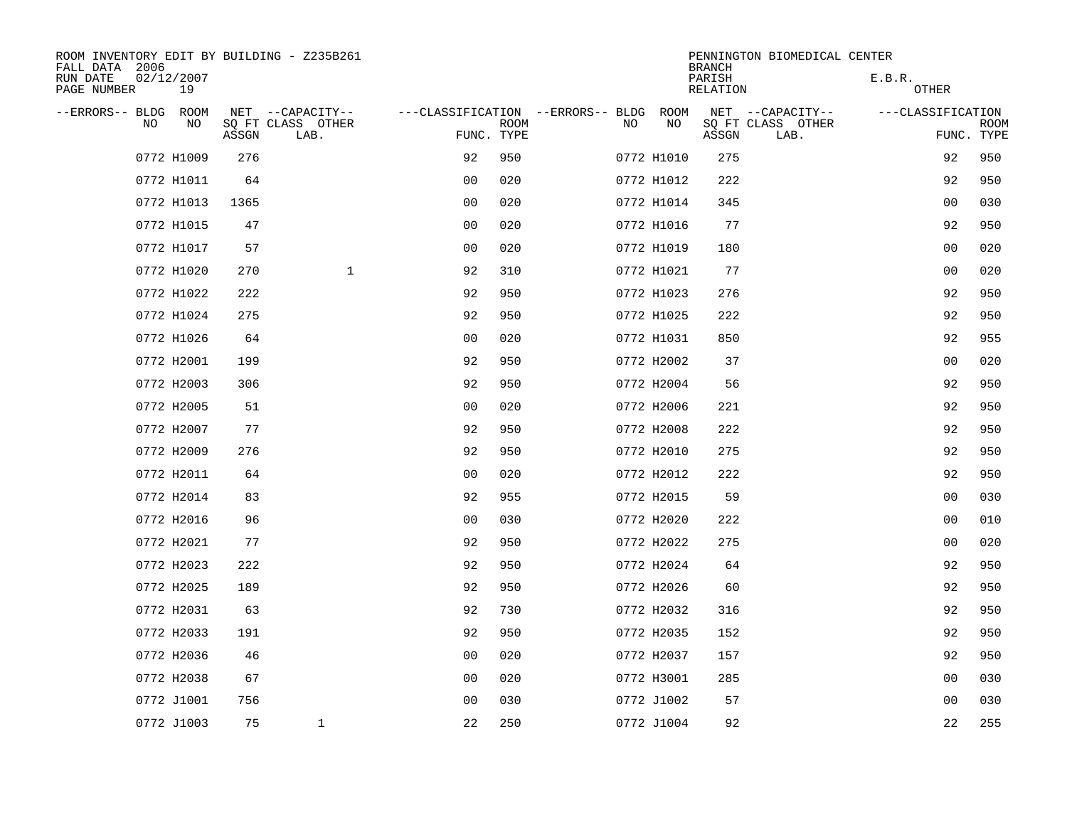ROOM INVENTORY EDIT BY BUILDING - Z235B261
FALL DATA 2006
RUN DATE 02/12/2007

PENNINGTON BIOMEDICAL CENTER
BRANCH
PARISH E.B.R.
RELATION OTHER

| --ERRORS-- | BLDG NO | ROOM NO | NET SQ FT ASSGN | CAPACITY CLASS LAB. | CAPACITY OTHER | CLASSIFICATION FUNC. | ROOM TYPE | --ERRORS-- | BLDG NO | ROOM NO | NET SQ FT ASSGN | CAPACITY CLASS LAB. | CAPACITY OTHER | CLASSIFICATION FUNC. | ROOM TYPE |
|---|---|---|---|---|---|---|---|---|---|---|---|---|---|---|---|
| | 0772 | H1009 | 276 | | | 92 | 950 | | 0772 | H1010 | 275 | | | 92 | 950 |
| | 0772 | H1011 | 64 | | | 00 | 020 | | 0772 | H1012 | 222 | | | 92 | 950 |
| | 0772 | H1013 | 1365 | | | 00 | 020 | | 0772 | H1014 | 345 | | | 00 | 030 |
| | 0772 | H1015 | 47 | | | 00 | 020 | | 0772 | H1016 | 77 | | | 92 | 950 |
| | 0772 | H1017 | 57 | | | 00 | 020 | | 0772 | H1019 | 180 | | | 00 | 020 |
| | 0772 | H1020 | 270 | | 1 | 92 | 310 | | 0772 | H1021 | 77 | | | 00 | 020 |
| | 0772 | H1022 | 222 | | | 92 | 950 | | 0772 | H1023 | 276 | | | 92 | 950 |
| | 0772 | H1024 | 275 | | | 92 | 950 | | 0772 | H1025 | 222 | | | 92 | 950 |
| | 0772 | H1026 | 64 | | | 00 | 020 | | 0772 | H1031 | 850 | | | 92 | 955 |
| | 0772 | H2001 | 199 | | | 92 | 950 | | 0772 | H2002 | 37 | | | 00 | 020 |
| | 0772 | H2003 | 306 | | | 92 | 950 | | 0772 | H2004 | 56 | | | 92 | 950 |
| | 0772 | H2005 | 51 | | | 00 | 020 | | 0772 | H2006 | 221 | | | 92 | 950 |
| | 0772 | H2007 | 77 | | | 92 | 950 | | 0772 | H2008 | 222 | | | 92 | 950 |
| | 0772 | H2009 | 276 | | | 92 | 950 | | 0772 | H2010 | 275 | | | 92 | 950 |
| | 0772 | H2011 | 64 | | | 00 | 020 | | 0772 | H2012 | 222 | | | 92 | 950 |
| | 0772 | H2014 | 83 | | | 92 | 955 | | 0772 | H2015 | 59 | | | 00 | 030 |
| | 0772 | H2016 | 96 | | | 00 | 030 | | 0772 | H2020 | 222 | | | 00 | 010 |
| | 0772 | H2021 | 77 | | | 92 | 950 | | 0772 | H2022 | 275 | | | 00 | 020 |
| | 0772 | H2023 | 222 | | | 92 | 950 | | 0772 | H2024 | 64 | | | 92 | 950 |
| | 0772 | H2025 | 189 | | | 92 | 950 | | 0772 | H2026 | 60 | | | 92 | 950 |
| | 0772 | H2031 | 63 | | | 92 | 730 | | 0772 | H2032 | 316 | | | 92 | 950 |
| | 0772 | H2033 | 191 | | | 92 | 950 | | 0772 | H2035 | 152 | | | 92 | 950 |
| | 0772 | H2036 | 46 | | | 00 | 020 | | 0772 | H2037 | 157 | | | 92 | 950 |
| | 0772 | H2038 | 67 | | | 00 | 020 | | 0772 | H3001 | 285 | | | 00 | 030 |
| | 0772 | J1001 | 756 | | | 00 | 030 | | 0772 | J1002 | 57 | | | 00 | 030 |
| | 0772 | J1003 | 75 | 1 | | 22 | 250 | | 0772 | J1004 | 92 | | | 22 | 255 |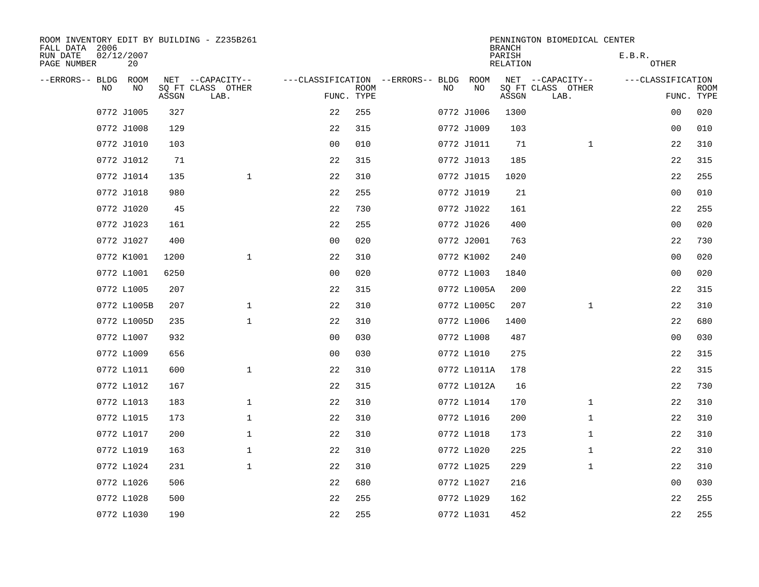ROOM INVENTORY EDIT BY BUILDING - Z235B261
FALL DATA 2006
RUN DATE 02/12/2007
PAGE NUMBER 20

PENNINGTON BIOMEDICAL CENTER
BRANCH
PARISH E.B.R.
RELATION OTHER

| --ERRORS-- | BLDG NO | ROOM NO | NET SQ FT ASSGN | --CAPACITY-- CLASS LAB. | OTHER | ---CLASSIFICATION FUNC. | ROOM TYPE | --ERRORS-- | BLDG NO | ROOM NO | NET SQ FT ASSGN | --CAPACITY-- CLASS LAB. | OTHER | ---CLASSIFICATION FUNC. | ROOM TYPE |
|---|---|---|---|---|---|---|---|---|---|---|---|---|---|---|---|
| | 0772 | J1005 | 327 | | | 22 | 255 | | 0772 | J1006 | 1300 | | | 00 | 020 |
| | 0772 | J1008 | 129 | | | 22 | 315 | | 0772 | J1009 | 103 | | | 00 | 010 |
| | 0772 | J1010 | 103 | | | 00 | 010 | | 0772 | J1011 | 71 | | 1 | 22 | 310 |
| | 0772 | J1012 | 71 | | | 22 | 315 | | 0772 | J1013 | 185 | | | 22 | 315 |
| | 0772 | J1014 | 135 | | 1 | 22 | 310 | | 0772 | J1015 | 1020 | | | 22 | 255 |
| | 0772 | J1018 | 980 | | | 22 | 255 | | 0772 | J1019 | 21 | | | 00 | 010 |
| | 0772 | J1020 | 45 | | | 22 | 730 | | 0772 | J1022 | 161 | | | 22 | 255 |
| | 0772 | J1023 | 161 | | | 22 | 255 | | 0772 | J1026 | 400 | | | 00 | 020 |
| | 0772 | J1027 | 400 | | | 00 | 020 | | 0772 | J2001 | 763 | | | 22 | 730 |
| | 0772 | K1001 | 1200 | | 1 | 22 | 310 | | 0772 | K1002 | 240 | | | 00 | 020 |
| | 0772 | L1001 | 6250 | | | 00 | 020 | | 0772 | L1003 | 1840 | | | 00 | 020 |
| | 0772 | L1005 | 207 | | | 22 | 315 | | 0772 | L1005A | 200 | | | 22 | 315 |
| | 0772 | L1005B | 207 | | 1 | 22 | 310 | | 0772 | L1005C | 207 | | 1 | 22 | 310 |
| | 0772 | L1005D | 235 | | 1 | 22 | 310 | | 0772 | L1006 | 1400 | | | 22 | 680 |
| | 0772 | L1007 | 932 | | | 00 | 030 | | 0772 | L1008 | 487 | | | 00 | 030 |
| | 0772 | L1009 | 656 | | | 00 | 030 | | 0772 | L1010 | 275 | | | 22 | 315 |
| | 0772 | L1011 | 600 | | 1 | 22 | 310 | | 0772 | L1011A | 178 | | | 22 | 315 |
| | 0772 | L1012 | 167 | | | 22 | 315 | | 0772 | L1012A | 16 | | | 22 | 730 |
| | 0772 | L1013 | 183 | | 1 | 22 | 310 | | 0772 | L1014 | 170 | | 1 | 22 | 310 |
| | 0772 | L1015 | 173 | | 1 | 22 | 310 | | 0772 | L1016 | 200 | | 1 | 22 | 310 |
| | 0772 | L1017 | 200 | | 1 | 22 | 310 | | 0772 | L1018 | 173 | | 1 | 22 | 310 |
| | 0772 | L1019 | 163 | | 1 | 22 | 310 | | 0772 | L1020 | 225 | | 1 | 22 | 310 |
| | 0772 | L1024 | 231 | | 1 | 22 | 310 | | 0772 | L1025 | 229 | | 1 | 22 | 310 |
| | 0772 | L1026 | 506 | | | 22 | 680 | | 0772 | L1027 | 216 | | | 00 | 030 |
| | 0772 | L1028 | 500 | | | 22 | 255 | | 0772 | L1029 | 162 | | | 22 | 255 |
| | 0772 | L1030 | 190 | | | 22 | 255 | | 0772 | L1031 | 452 | | | 22 | 255 |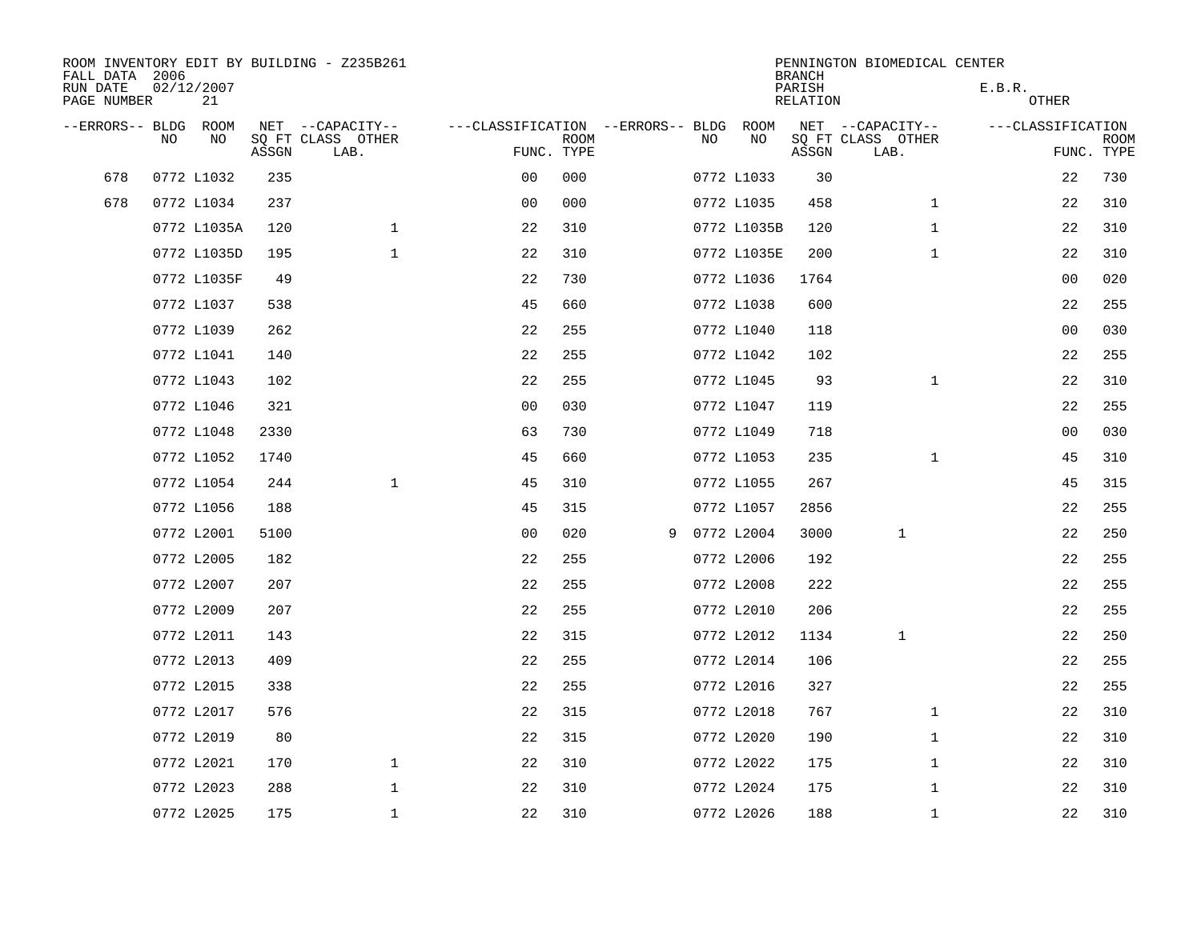ROOM INVENTORY EDIT BY BUILDING - Z235B261
FALL DATA 2006
RUN DATE 02/12/2007
PAGE NUMBER 21

PENNINGTON BIOMEDICAL CENTER
BRANCH
PARISH E.B.R.
RELATION OTHER

| --ERRORS-- | BLDG NO | ROOM NO | NET SQ FT ASSGN | --CAPACITY-- CLASS LAB. | OTHER | ---CLASSIFICATION FUNC. | ROOM TYPE | --ERRORS-- | BLDG NO | ROOM NO | NET SQ FT ASSGN | --CAPACITY-- CLASS LAB. | OTHER | ---CLASSIFICATION FUNC. | ROOM TYPE |
|---|---|---|---|---|---|---|---|---|---|---|---|---|---|---|---|
| 678 | 0772 | L1032 | 235 | | | 00 | 000 | | 0772 | L1033 | 30 | | | 22 | 730 |
| 678 | 0772 | L1034 | 237 | | | 00 | 000 | | 0772 | L1035 | 458 | | 1 | 22 | 310 |
| | 0772 | L1035A | 120 | | 1 | 22 | 310 | | 0772 | L1035B | 120 | | 1 | 22 | 310 |
| | 0772 | L1035D | 195 | | 1 | 22 | 310 | | 0772 | L1035E | 200 | | 1 | 22 | 310 |
| | 0772 | L1035F | 49 | | | 22 | 730 | | 0772 | L1036 | 1764 | | | 00 | 020 |
| | 0772 | L1037 | 538 | | | 45 | 660 | | 0772 | L1038 | 600 | | | 22 | 255 |
| | 0772 | L1039 | 262 | | | 22 | 255 | | 0772 | L1040 | 118 | | | 00 | 030 |
| | 0772 | L1041 | 140 | | | 22 | 255 | | 0772 | L1042 | 102 | | | 22 | 255 |
| | 0772 | L1043 | 102 | | | 22 | 255 | | 0772 | L1045 | 93 | | 1 | 22 | 310 |
| | 0772 | L1046 | 321 | | | 00 | 030 | | 0772 | L1047 | 119 | | | 22 | 255 |
| | 0772 | L1048 | 2330 | | | 63 | 730 | | 0772 | L1049 | 718 | | | 00 | 030 |
| | 0772 | L1052 | 1740 | | | 45 | 660 | | 0772 | L1053 | 235 | | 1 | 45 | 310 |
| | 0772 | L1054 | 244 | | 1 | 45 | 310 | | 0772 | L1055 | 267 | | | 45 | 315 |
| | 0772 | L1056 | 188 | | | 45 | 315 | | 0772 | L1057 | 2856 | | | 22 | 255 |
| | 0772 | L2001 | 5100 | | | 00 | 020 | 9 | 0772 | L2004 | 3000 | 1 | | 22 | 250 |
| | 0772 | L2005 | 182 | | | 22 | 255 | | 0772 | L2006 | 192 | | | 22 | 255 |
| | 0772 | L2007 | 207 | | | 22 | 255 | | 0772 | L2008 | 222 | | | 22 | 255 |
| | 0772 | L2009 | 207 | | | 22 | 255 | | 0772 | L2010 | 206 | | | 22 | 255 |
| | 0772 | L2011 | 143 | | | 22 | 315 | | 0772 | L2012 | 1134 | 1 | | 22 | 250 |
| | 0772 | L2013 | 409 | | | 22 | 255 | | 0772 | L2014 | 106 | | | 22 | 255 |
| | 0772 | L2015 | 338 | | | 22 | 255 | | 0772 | L2016 | 327 | | | 22 | 255 |
| | 0772 | L2017 | 576 | | | 22 | 315 | | 0772 | L2018 | 767 | | 1 | 22 | 310 |
| | 0772 | L2019 | 80 | | | 22 | 315 | | 0772 | L2020 | 190 | | 1 | 22 | 310 |
| | 0772 | L2021 | 170 | | 1 | 22 | 310 | | 0772 | L2022 | 175 | | 1 | 22 | 310 |
| | 0772 | L2023 | 288 | | 1 | 22 | 310 | | 0772 | L2024 | 175 | | 1 | 22 | 310 |
| | 0772 | L2025 | 175 | | 1 | 22 | 310 | | 0772 | L2026 | 188 | | 1 | 22 | 310 |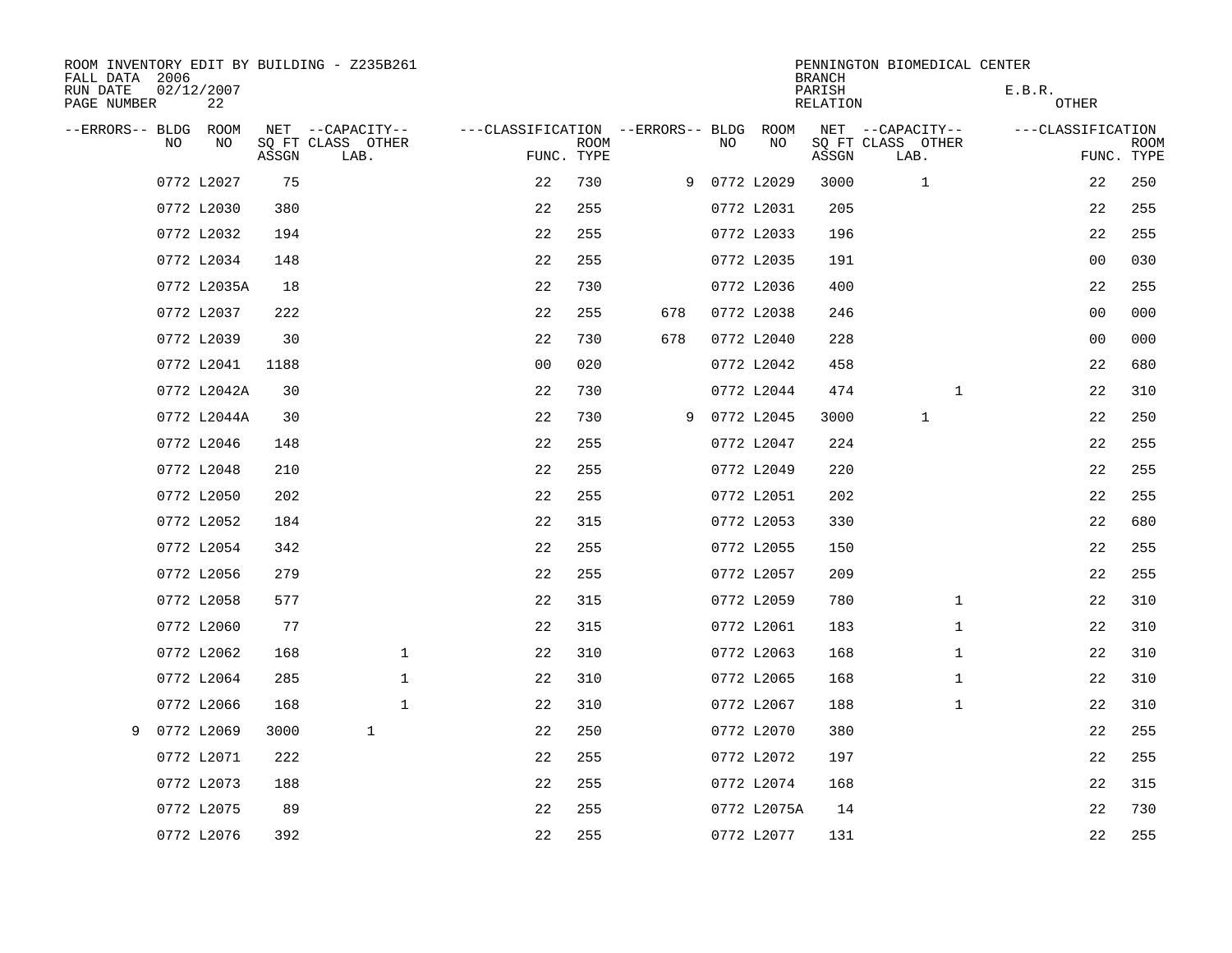ROOM INVENTORY EDIT BY BUILDING - Z235B261
FALL DATA 2006
RUN DATE 02/12/2007
PAGE NUMBER 22

PENNINGTON BIOMEDICAL CENTER
BRANCH
PARISH E.B.R.
RELATION OTHER

| --ERRORS-- | BLDG NO | ROOM NO | NET SQ FT ASSGN | --CAPACITY-- CLASS LAB. | OTHER | ---CLASSIFICATION FUNC. | ROOM TYPE | --ERRORS-- | BLDG NO | ROOM NO | NET SQ FT ASSGN | --CAPACITY-- CLASS LAB. | OTHER | ---CLASSIFICATION FUNC. | ROOM TYPE |
|---|---|---|---|---|---|---|---|---|---|---|---|---|---|---|---|
| | 0772 | L2027 | 75 | | | 22 | 730 | 9 | 0772 | L2029 | 3000 | 1 | | 22 | 250 |
| | 0772 | L2030 | 380 | | | 22 | 255 | | 0772 | L2031 | 205 | | | 22 | 255 |
| | 0772 | L2032 | 194 | | | 22 | 255 | | 0772 | L2033 | 196 | | | 22 | 255 |
| | 0772 | L2034 | 148 | | | 22 | 255 | | 0772 | L2035 | 191 | | | 00 | 030 |
| | 0772 | L2035A | 18 | | | 22 | 730 | | 0772 | L2036 | 400 | | | 22 | 255 |
| | 0772 | L2037 | 222 | | | 22 | 255 | 678 | 0772 | L2038 | 246 | | | 00 | 000 |
| | 0772 | L2039 | 30 | | | 22 | 730 | 678 | 0772 | L2040 | 228 | | | 00 | 000 |
| | 0772 | L2041 | 1188 | | | 00 | 020 | | 0772 | L2042 | 458 | | | 22 | 680 |
| | 0772 | L2042A | 30 | | | 22 | 730 | | 0772 | L2044 | 474 | | 1 | 22 | 310 |
| | 0772 | L2044A | 30 | | | 22 | 730 | 9 | 0772 | L2045 | 3000 | 1 | | 22 | 250 |
| | 0772 | L2046 | 148 | | | 22 | 255 | | 0772 | L2047 | 224 | | | 22 | 255 |
| | 0772 | L2048 | 210 | | | 22 | 255 | | 0772 | L2049 | 220 | | | 22 | 255 |
| | 0772 | L2050 | 202 | | | 22 | 255 | | 0772 | L2051 | 202 | | | 22 | 255 |
| | 0772 | L2052 | 184 | | | 22 | 315 | | 0772 | L2053 | 330 | | | 22 | 680 |
| | 0772 | L2054 | 342 | | | 22 | 255 | | 0772 | L2055 | 150 | | | 22 | 255 |
| | 0772 | L2056 | 279 | | | 22 | 255 | | 0772 | L2057 | 209 | | | 22 | 255 |
| | 0772 | L2058 | 577 | | | 22 | 315 | | 0772 | L2059 | 780 | | 1 | 22 | 310 |
| | 0772 | L2060 | 77 | | | 22 | 315 | | 0772 | L2061 | 183 | | 1 | 22 | 310 |
| | 0772 | L2062 | 168 | | 1 | 22 | 310 | | 0772 | L2063 | 168 | | 1 | 22 | 310 |
| | 0772 | L2064 | 285 | | 1 | 22 | 310 | | 0772 | L2065 | 168 | | 1 | 22 | 310 |
| | 0772 | L2066 | 168 | | 1 | 22 | 310 | | 0772 | L2067 | 188 | | 1 | 22 | 310 |
| 9 | 0772 | L2069 | 3000 | 1 | | 22 | 250 | | 0772 | L2070 | 380 | | | 22 | 255 |
| | 0772 | L2071 | 222 | | | 22 | 255 | | 0772 | L2072 | 197 | | | 22 | 255 |
| | 0772 | L2073 | 188 | | | 22 | 255 | | 0772 | L2074 | 168 | | | 22 | 315 |
| | 0772 | L2075 | 89 | | | 22 | 255 | | 0772 | L2075A | 14 | | | 22 | 730 |
| | 0772 | L2076 | 392 | | | 22 | 255 | | 0772 | L2077 | 131 | | | 22 | 255 |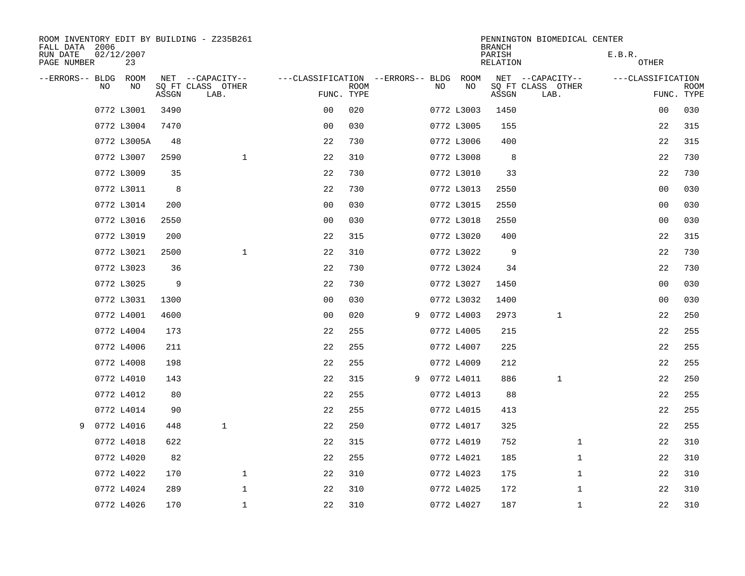ROOM INVENTORY EDIT BY BUILDING - Z235B261
FALL DATA 2006
RUN DATE 02/12/2007
PAGE NUMBER 23

PENNINGTON BIOMEDICAL CENTER
BRANCH
PARISH E.B.R.
RELATION OTHER

| --ERRORS-- | BLDG NO | ROOM NO | NET SQ FT ASSGN | --CAPACITY-- CLASS LAB. | OTHER | ---CLASSIFICATION FUNC. | ROOM TYPE | --ERRORS-- | BLDG NO | ROOM NO | NET SQ FT ASSGN | --CAPACITY-- CLASS LAB. | OTHER | ---CLASSIFICATION FUNC. | ROOM TYPE |
|---|---|---|---|---|---|---|---|---|---|---|---|---|---|---|---|
| | 0772 | L3001 | 3490 | | | 00 | 020 | | 0772 | L3003 | 1450 | | | 00 | 030 |
| | 0772 | L3004 | 7470 | | | 00 | 030 | | 0772 | L3005 | 155 | | | 22 | 315 |
| | 0772 | L3005A | 48 | | | 22 | 730 | | 0772 | L3006 | 400 | | | 22 | 315 |
| | 0772 | L3007 | 2590 | | 1 | 22 | 310 | | 0772 | L3008 | 8 | | | 22 | 730 |
| | 0772 | L3009 | 35 | | | 22 | 730 | | 0772 | L3010 | 33 | | | 22 | 730 |
| | 0772 | L3011 | 8 | | | 22 | 730 | | 0772 | L3013 | 2550 | | | 00 | 030 |
| | 0772 | L3014 | 200 | | | 00 | 030 | | 0772 | L3015 | 2550 | | | 00 | 030 |
| | 0772 | L3016 | 2550 | | | 00 | 030 | | 0772 | L3018 | 2550 | | | 00 | 030 |
| | 0772 | L3019 | 200 | | | 22 | 315 | | 0772 | L3020 | 400 | | | 22 | 315 |
| | 0772 | L3021 | 2500 | | 1 | 22 | 310 | | 0772 | L3022 | 9 | | | 22 | 730 |
| | 0772 | L3023 | 36 | | | 22 | 730 | | 0772 | L3024 | 34 | | | 22 | 730 |
| | 0772 | L3025 | 9 | | | 22 | 730 | | 0772 | L3027 | 1450 | | | 00 | 030 |
| | 0772 | L3031 | 1300 | | | 00 | 030 | | 0772 | L3032 | 1400 | | | 00 | 030 |
| | 0772 | L4001 | 4600 | | | 00 | 020 | 9 | 0772 | L4003 | 2973 | 1 | | 22 | 250 |
| | 0772 | L4004 | 173 | | | 22 | 255 | | 0772 | L4005 | 215 | | | 22 | 255 |
| | 0772 | L4006 | 211 | | | 22 | 255 | | 0772 | L4007 | 225 | | | 22 | 255 |
| | 0772 | L4008 | 198 | | | 22 | 255 | | 0772 | L4009 | 212 | | | 22 | 255 |
| | 0772 | L4010 | 143 | | | 22 | 315 | 9 | 0772 | L4011 | 886 | 1 | | 22 | 250 |
| | 0772 | L4012 | 80 | | | 22 | 255 | | 0772 | L4013 | 88 | | | 22 | 255 |
| | 0772 | L4014 | 90 | | | 22 | 255 | | 0772 | L4015 | 413 | | | 22 | 255 |
| 9 | 0772 | L4016 | 448 | 1 | | 22 | 250 | | 0772 | L4017 | 325 | | | 22 | 255 |
| | 0772 | L4018 | 622 | | | 22 | 315 | | 0772 | L4019 | 752 | | 1 | 22 | 310 |
| | 0772 | L4020 | 82 | | | 22 | 255 | | 0772 | L4021 | 185 | | 1 | 22 | 310 |
| | 0772 | L4022 | 170 | | 1 | 22 | 310 | | 0772 | L4023 | 175 | | 1 | 22 | 310 |
| | 0772 | L4024 | 289 | | 1 | 22 | 310 | | 0772 | L4025 | 172 | | 1 | 22 | 310 |
| | 0772 | L4026 | 170 | | 1 | 22 | 310 | | 0772 | L4027 | 187 | | 1 | 22 | 310 |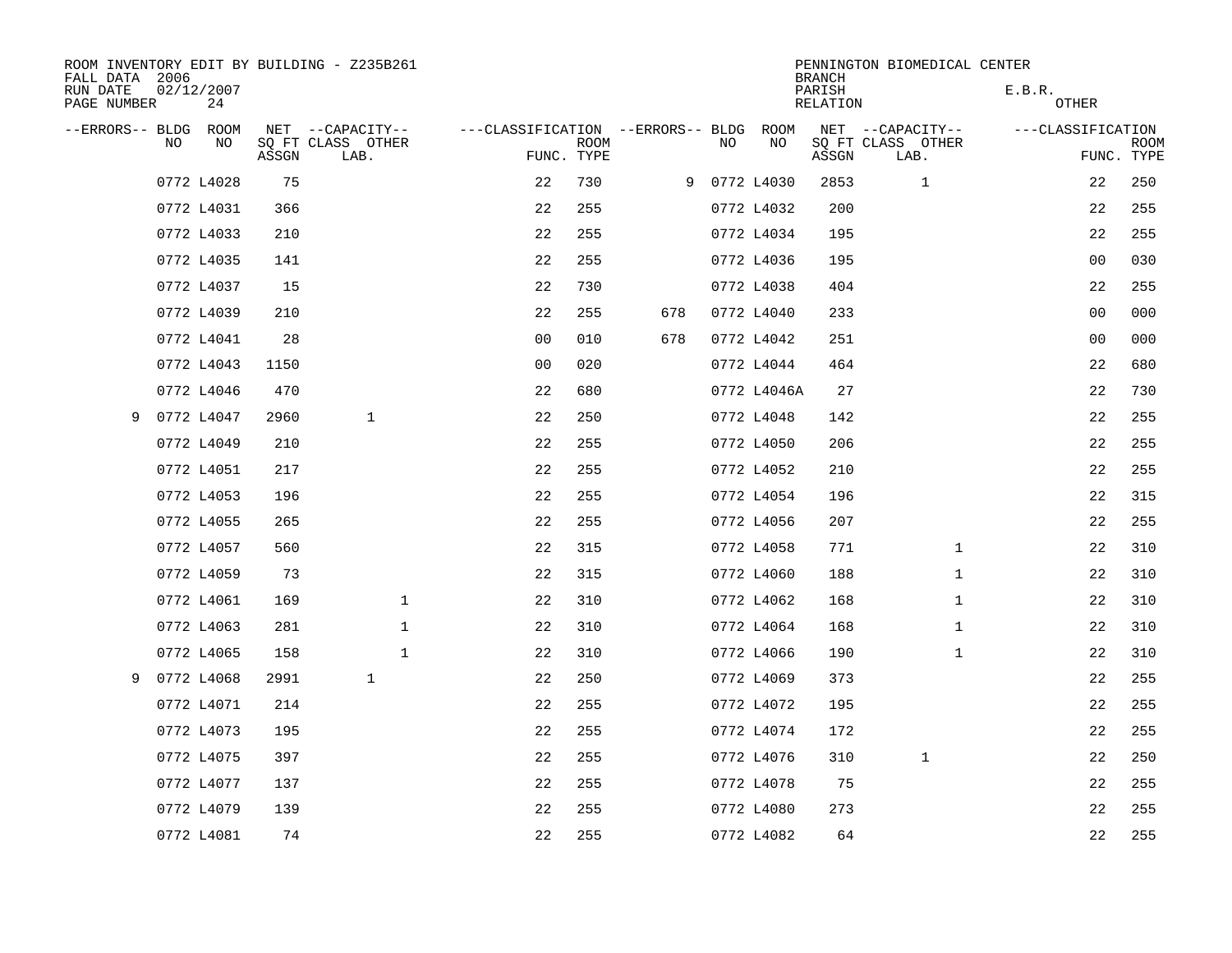ROOM INVENTORY EDIT BY BUILDING - Z235B261
FALL DATA 2006
RUN DATE 02/12/2007
PAGE NUMBER 24

PENNINGTON BIOMEDICAL CENTER
BRANCH
PARISH E.B.R.
RELATION OTHER

| --ERRORS-- | BLDG NO | ROOM NO | NET SQ FT ASSGN | --CAPACITY-- CLASS LAB. | OTHER | ---CLASSIFICATION FUNC. | ROOM TYPE | --ERRORS-- | BLDG NO | ROOM NO | NET SQ FT ASSGN | --CAPACITY-- CLASS LAB. | OTHER | ---CLASSIFICATION FUNC. | ROOM TYPE |
|---|---|---|---|---|---|---|---|---|---|---|---|---|---|---|---|
| | 0772 | L4028 | 75 | | | 22 | 730 | 9 | 0772 | L4030 | 2853 | 1 | | 22 | 250 |
| | 0772 | L4031 | 366 | | | 22 | 255 | | 0772 | L4032 | 200 | | | 22 | 255 |
| | 0772 | L4033 | 210 | | | 22 | 255 | | 0772 | L4034 | 195 | | | 22 | 255 |
| | 0772 | L4035 | 141 | | | 22 | 255 | | 0772 | L4036 | 195 | | | 00 | 030 |
| | 0772 | L4037 | 15 | | | 22 | 730 | | 0772 | L4038 | 404 | | | 22 | 255 |
| | 0772 | L4039 | 210 | | | 22 | 255 | 678 | 0772 | L4040 | 233 | | | 00 | 000 |
| | 0772 | L4041 | 28 | | | 00 | 010 | 678 | 0772 | L4042 | 251 | | | 00 | 000 |
| | 0772 | L4043 | 1150 | | | 00 | 020 | | 0772 | L4044 | 464 | | | 22 | 680 |
| | 0772 | L4046 | 470 | | | 22 | 680 | | 0772 | L4046A | 27 | | | 22 | 730 |
| 9 | 0772 | L4047 | 2960 | 1 | | 22 | 250 | | 0772 | L4048 | 142 | | | 22 | 255 |
| | 0772 | L4049 | 210 | | | 22 | 255 | | 0772 | L4050 | 206 | | | 22 | 255 |
| | 0772 | L4051 | 217 | | | 22 | 255 | | 0772 | L4052 | 210 | | | 22 | 255 |
| | 0772 | L4053 | 196 | | | 22 | 255 | | 0772 | L4054 | 196 | | | 22 | 315 |
| | 0772 | L4055 | 265 | | | 22 | 255 | | 0772 | L4056 | 207 | | | 22 | 255 |
| | 0772 | L4057 | 560 | | | 22 | 315 | | 0772 | L4058 | 771 | | 1 | 22 | 310 |
| | 0772 | L4059 | 73 | | | 22 | 315 | | 0772 | L4060 | 188 | | 1 | 22 | 310 |
| | 0772 | L4061 | 169 | | 1 | 22 | 310 | | 0772 | L4062 | 168 | | 1 | 22 | 310 |
| | 0772 | L4063 | 281 | | 1 | 22 | 310 | | 0772 | L4064 | 168 | | 1 | 22 | 310 |
| | 0772 | L4065 | 158 | | 1 | 22 | 310 | | 0772 | L4066 | 190 | | 1 | 22 | 310 |
| 9 | 0772 | L4068 | 2991 | 1 | | 22 | 250 | | 0772 | L4069 | 373 | | | 22 | 255 |
| | 0772 | L4071 | 214 | | | 22 | 255 | | 0772 | L4072 | 195 | | | 22 | 255 |
| | 0772 | L4073 | 195 | | | 22 | 255 | | 0772 | L4074 | 172 | | | 22 | 255 |
| | 0772 | L4075 | 397 | | | 22 | 255 | | 0772 | L4076 | 310 | 1 | | 22 | 250 |
| | 0772 | L4077 | 137 | | | 22 | 255 | | 0772 | L4078 | 75 | | | 22 | 255 |
| | 0772 | L4079 | 139 | | | 22 | 255 | | 0772 | L4080 | 273 | | | 22 | 255 |
| | 0772 | L4081 | 74 | | | 22 | 255 | | 0772 | L4082 | 64 | | | 22 | 255 |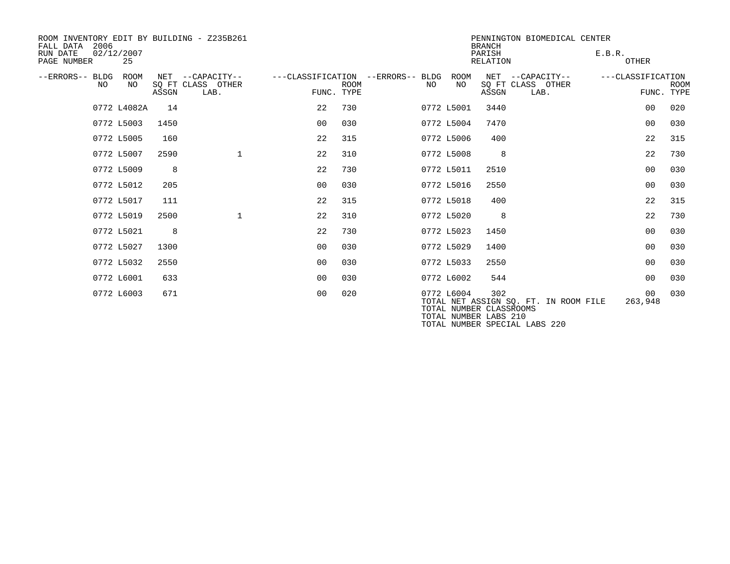ROOM INVENTORY EDIT BY BUILDING - Z235B261
FALL DATA 2006
RUN DATE 02/12/2007
PAGE NUMBER 25

PENNINGTON BIOMEDICAL CENTER
BRANCH
PARISH E.B.R.
RELATION OTHER

| --ERRORS-- | BLDG NO | ROOM NO | NET SQ FT ASSGN | --CAPACITY-- CLASS | OTHER LAB. | ---CLASSIFICATION FUNC. | ROOM TYPE | --ERRORS-- | BLDG NO | ROOM NO | NET SQ FT ASSGN | --CAPACITY-- CLASS | OTHER LAB. | ---CLASSIFICATION FUNC. | ROOM TYPE |
|---|---|---|---|---|---|---|---|---|---|---|---|---|---|---|---|
| | 0772 | L4082A | 14 | | | 22 | 730 | | 0772 | L5001 | 3440 | | | 00 | 020 |
| | 0772 | L5003 | 1450 | | | 00 | 030 | | 0772 | L5004 | 7470 | | | 00 | 030 |
| | 0772 | L5005 | 160 | | | 22 | 315 | | 0772 | L5006 | 400 | | | 22 | 315 |
| | 0772 | L5007 | 2590 | | 1 | 22 | 310 | | 0772 | L5008 | 8 | | | 22 | 730 |
| | 0772 | L5009 | 8 | | | 22 | 730 | | 0772 | L5011 | 2510 | | | 00 | 030 |
| | 0772 | L5012 | 205 | | | 00 | 030 | | 0772 | L5016 | 2550 | | | 00 | 030 |
| | 0772 | L5017 | 111 | | | 22 | 315 | | 0772 | L5018 | 400 | | | 22 | 315 |
| | 0772 | L5019 | 2500 | | 1 | 22 | 310 | | 0772 | L5020 | 8 | | | 22 | 730 |
| | 0772 | L5021 | 8 | | | 22 | 730 | | 0772 | L5023 | 1450 | | | 00 | 030 |
| | 0772 | L5027 | 1300 | | | 00 | 030 | | 0772 | L5029 | 1400 | | | 00 | 030 |
| | 0772 | L5032 | 2550 | | | 00 | 030 | | 0772 | L5033 | 2550 | | | 00 | 030 |
| | 0772 | L6001 | 633 | | | 00 | 030 | | 0772 | L6002 | 544 | | | 00 | 030 |
| | 0772 | L6003 | 671 | | | 00 | 020 | | 0772 | L6004 | 302 | | | 00 | 030 |

TOTAL NET ASSIGN SQ. FT. IN ROOM FILE 263,948
TOTAL NUMBER CLASSROOMS
TOTAL NUMBER LABS 210
TOTAL NUMBER SPECIAL LABS 220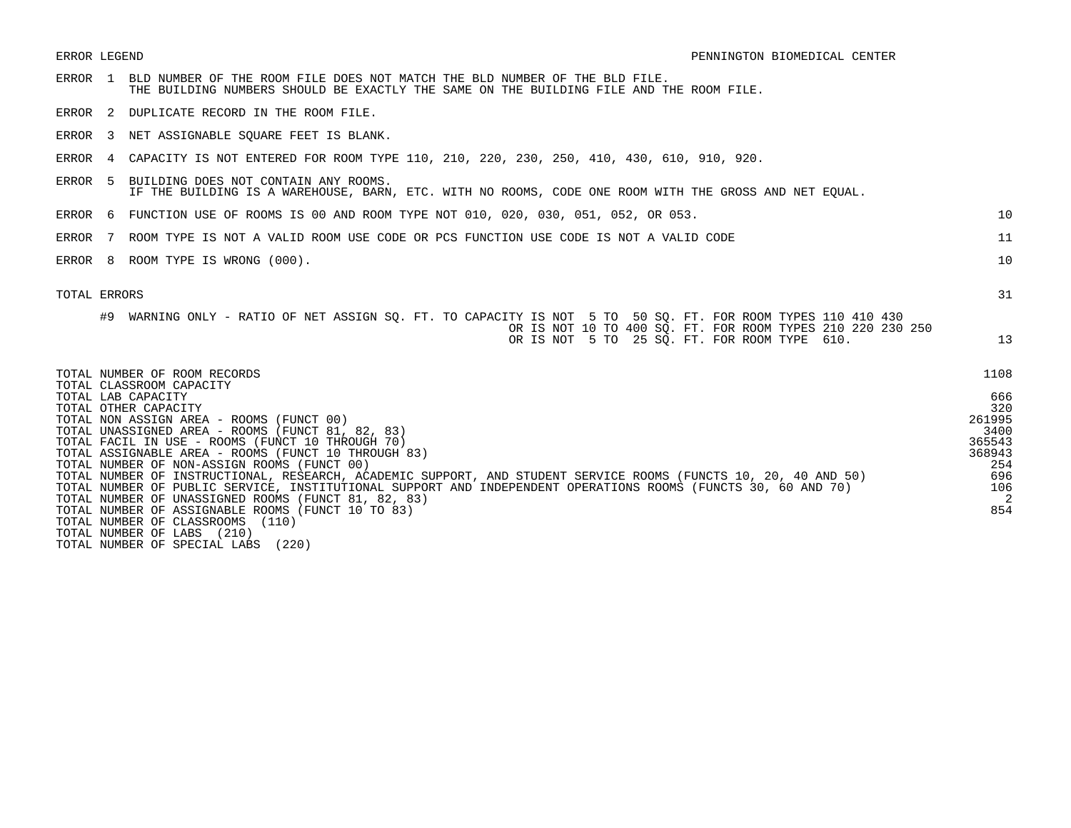ERROR LEGEND

PENNINGTON BIOMEDICAL CENTER

| | | |
|---|---|---|
| ERROR 1 | BLD NUMBER OF THE ROOM FILE DOES NOT MATCH THE BLD NUMBER OF THE BLD FILE. THE BUILDING NUMBERS SHOULD BE EXACTLY THE SAME ON THE BUILDING FILE AND THE ROOM FILE. | |
| ERROR 2 | DUPLICATE RECORD IN THE ROOM FILE. | |
| ERROR 3 | NET ASSIGNABLE SQUARE FEET IS BLANK. | |
| ERROR 4 | CAPACITY IS NOT ENTERED FOR ROOM TYPE 110, 210, 220, 230, 250, 410, 430, 610, 910, 920. | |
| ERROR 5 | BUILDING DOES NOT CONTAIN ANY ROOMS. IF THE BUILDING IS A WAREHOUSE, BARN, ETC. WITH NO ROOMS, CODE ONE ROOM WITH THE GROSS AND NET EQUAL. | |
| ERROR 6 | FUNCTION USE OF ROOMS IS 00 AND ROOM TYPE NOT 010, 020, 030, 051, 052, OR 053. | 10 |
| ERROR 7 | ROOM TYPE IS NOT A VALID ROOM USE CODE OR PCS FUNCTION USE CODE IS NOT A VALID CODE | 11 |
| ERROR 8 | ROOM TYPE IS WRONG (000). | 10 |
| TOTAL ERRORS | | 31 |
| #9 | WARNING ONLY - RATIO OF NET ASSIGN SQ. FT. TO CAPACITY IS NOT 5 TO 50 SQ. FT. FOR ROOM TYPES 110 410 430 OR IS NOT 10 TO 400 SQ. FT. FOR ROOM TYPES 210 220 230 250 OR IS NOT 5 TO 25 SQ. FT. FOR ROOM TYPE 610. | 13 |

| | |
|---|---|
| TOTAL NUMBER OF ROOM RECORDS | 1108 |
| TOTAL CLASSROOM CAPACITY | |
| TOTAL LAB CAPACITY | 666 |
| TOTAL OTHER CAPACITY | 320 |
| TOTAL NON ASSIGN AREA - ROOMS (FUNCT 00) | 261995 |
| TOTAL UNASSIGNED AREA - ROOMS (FUNCT 81, 82, 83) | 3400 |
| TOTAL FACIL IN USE - ROOMS (FUNCT 10 THROUGH 70) | 365543 |
| TOTAL ASSIGNABLE AREA - ROOMS (FUNCT 10 THROUGH 83) | 368943 |
| TOTAL NUMBER OF NON-ASSIGN ROOMS (FUNCT 00) | 254 |
| TOTAL NUMBER OF INSTRUCTIONAL, RESEARCH, ACADEMIC SUPPORT, AND STUDENT SERVICE ROOMS (FUNCTS 10, 20, 40 AND 50) | 696 |
| TOTAL NUMBER OF PUBLIC SERVICE, INSTITUTIONAL SUPPORT AND INDEPENDENT OPERATIONS ROOMS (FUNCTS 30, 60 AND 70) | 106 |
| TOTAL NUMBER OF UNASSIGNED ROOMS (FUNCT 81, 82, 83) | 2 |
| TOTAL NUMBER OF ASSIGNABLE ROOMS (FUNCT 10 TO 83) | 854 |
| TOTAL NUMBER OF CLASSROOMS (110) | |
| TOTAL NUMBER OF LABS (210) | |
| TOTAL NUMBER OF SPECIAL LABS (220) | |